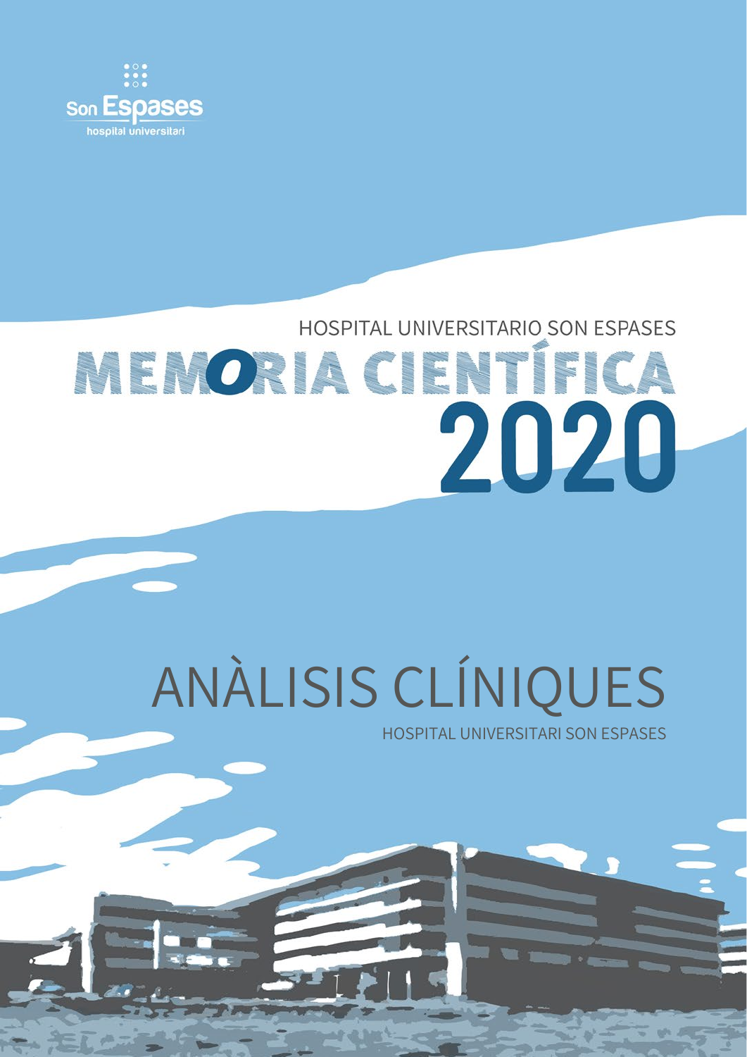Son Espases
hospital universitari

HOSPITAL UNIVERSITARIO SON ESPASES

# MEMORIA CIENTÍFICA 2020

# ANÀLISIS CLÍNIQUES

HOSPITAL UNIVERSITARI SON ESPASES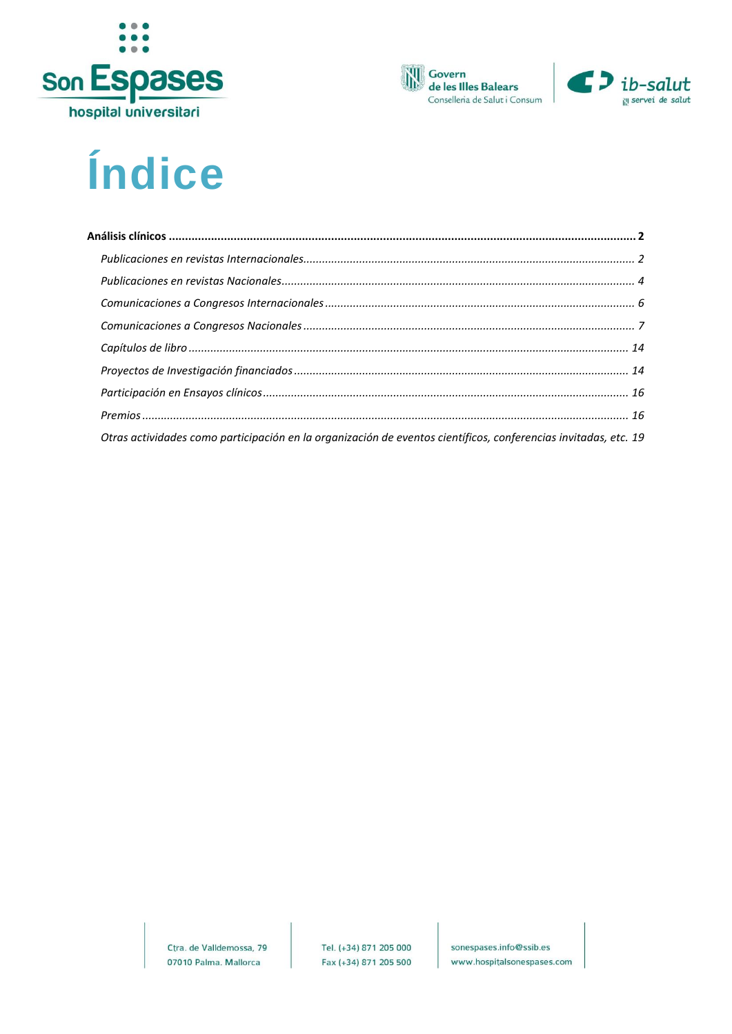# Índice

**Análisis clínicos** ........................................................................................................................................ **2**

*Publicaciones en revistas Internacionales*......................................................................................... 2

*Publicaciones en revistas Nacionales*................................................................................................ 4

*Comunicaciones a Congresos Internacionales* .................................................................................. 6

*Comunicaciones a Congresos Nacionales* ......................................................................................... 7

*Capítulos de libro* ........................................................................................................................... 14

*Proyectos de Investigación financiados* .......................................................................................... 14

*Participación en Ensayos clínicos*.................................................................................................... 16

*Premios* .......................................................................................................................................... 16

*Otras actividades como participación en la organización de eventos científicos, conferencias invitadas, etc.* 19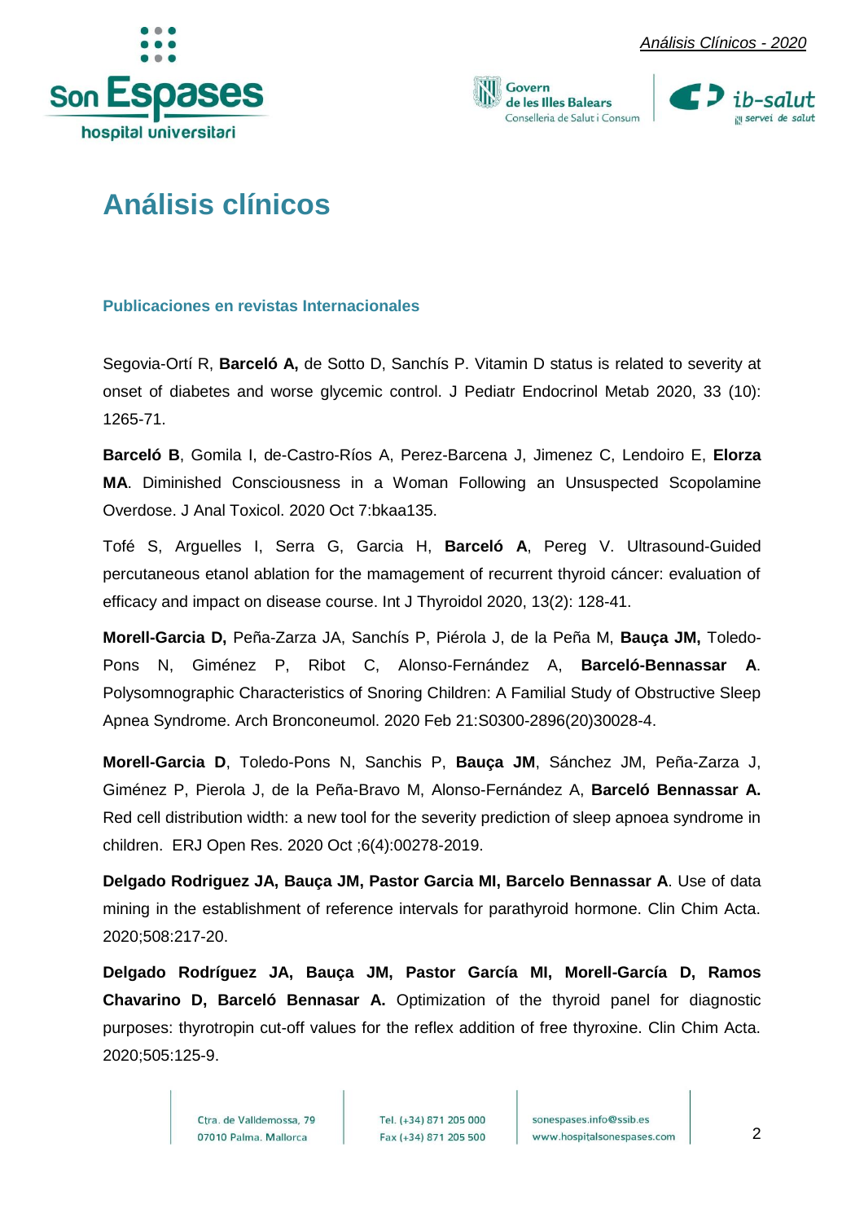# Análisis clínicos

### Publicaciones en revistas Internacionales

Segovia-Ortí R, **Barceló A,** de Sotto D, Sanchís P. Vitamin D status is related to severity at onset of diabetes and worse glycemic control. J Pediatr Endocrinol Metab 2020, 33 (10): 1265-71.

**Barceló B**, Gomila I, de-Castro-Ríos A, Perez-Barcena J, Jimenez C, Lendoiro E, **Elorza MA**. Diminished Consciousness in a Woman Following an Unsuspected Scopolamine Overdose. J Anal Toxicol. 2020 Oct 7:bkaa135.

Tofé S, Arguelles I, Serra G, Garcia H, **Barceló A**, Pereg V. Ultrasound-Guided percutaneous etanol ablation for the mamagement of recurrent thyroid cáncer: evaluation of efficacy and impact on disease course. Int J Thyroidol 2020, 13(2): 128-41.

**Morell-Garcia D,** Peña-Zarza JA, Sanchís P, Piérola J, de la Peña M, **Bauça JM,** Toledo-Pons N, Giménez P, Ribot C, Alonso-Fernández A, **Barceló-Bennassar A**. Polysomnographic Characteristics of Snoring Children: A Familial Study of Obstructive Sleep Apnea Syndrome. Arch Bronconeumol. 2020 Feb 21:S0300-2896(20)30028-4.

**Morell-Garcia D**, Toledo-Pons N, Sanchis P, **Bauça JM**, Sánchez JM, Peña-Zarza J, Giménez P, Pierola J, de la Peña-Bravo M, Alonso-Fernández A, **Barceló Bennassar A.** Red cell distribution width: a new tool for the severity prediction of sleep apnoea syndrome in children. ERJ Open Res. 2020 Oct ;6(4):00278-2019.

**Delgado Rodriguez JA, Bauça JM, Pastor Garcia MI, Barcelo Bennassar A**. Use of data mining in the establishment of reference intervals for parathyroid hormone. Clin Chim Acta. 2020;508:217-20.

**Delgado Rodríguez JA, Bauça JM, Pastor García MI, Morell-García D, Ramos Chavarino D, Barceló Bennasar A.** Optimization of the thyroid panel for diagnostic purposes: thyrotropin cut-off values for the reflex addition of free thyroxine. Clin Chim Acta. 2020;505:125-9.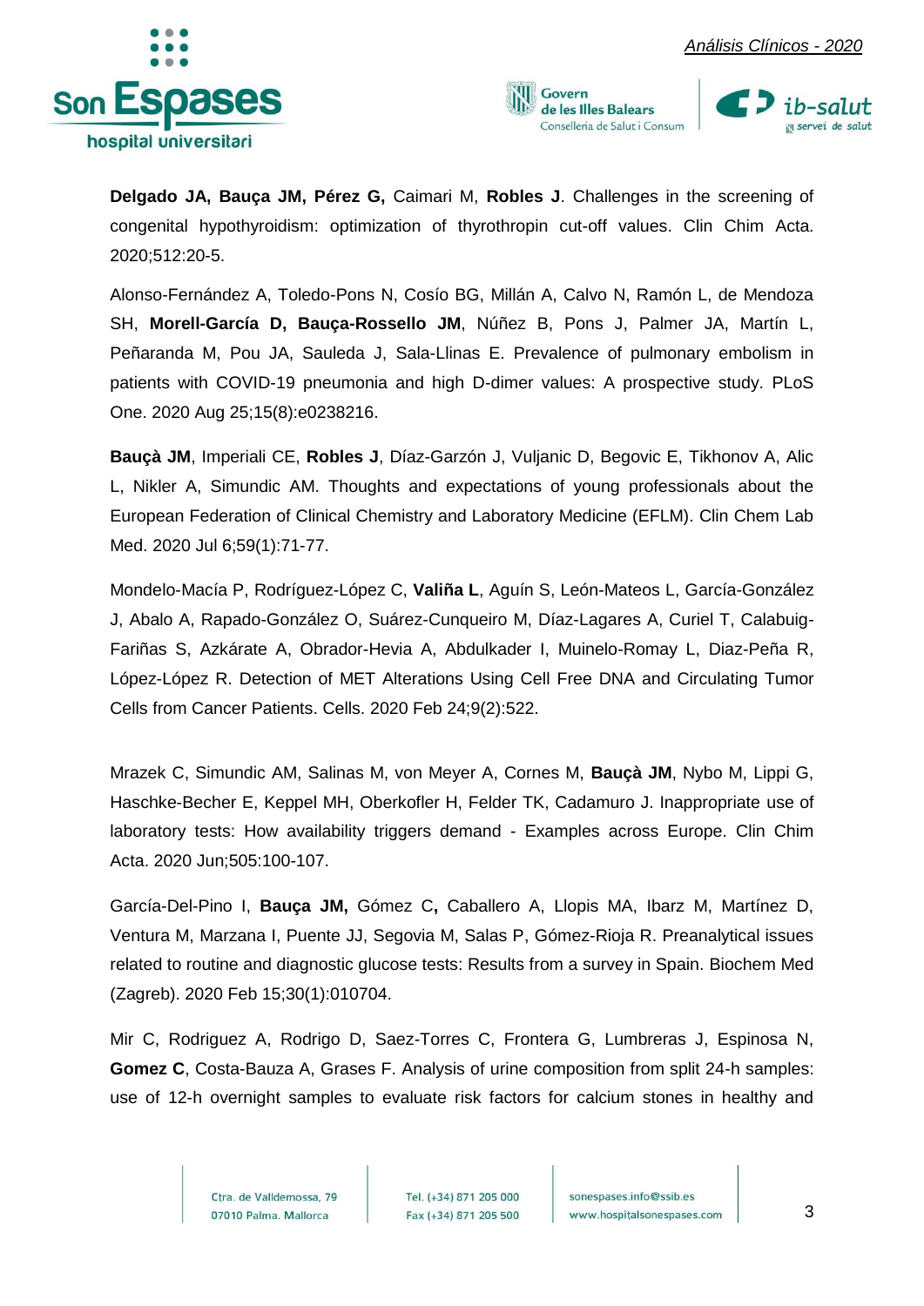**Delgado JA, Bauça JM, Pérez G,** Caimari M, **Robles J**. Challenges in the screening of congenital hypothyroidism: optimization of thyrothropin cut-off values. Clin Chim Acta. 2020;512:20-5.

Alonso-Fernández A, Toledo-Pons N, Cosío BG, Millán A, Calvo N, Ramón L, de Mendoza SH, **Morell-García D, Bauça-Rossello JM**, Núñez B, Pons J, Palmer JA, Martín L, Peñaranda M, Pou JA, Sauleda J, Sala-Llinas E. Prevalence of pulmonary embolism in patients with COVID-19 pneumonia and high D-dimer values: A prospective study. PLoS One. 2020 Aug 25;15(8):e0238216.

**Bauçà JM**, Imperiali CE, **Robles J**, Díaz-Garzón J, Vuljanic D, Begovic E, Tikhonov A, Alic L, Nikler A, Simundic AM. Thoughts and expectations of young professionals about the European Federation of Clinical Chemistry and Laboratory Medicine (EFLM). Clin Chem Lab Med. 2020 Jul 6;59(1):71-77.

Mondelo-Macía P, Rodríguez-López C, **Valiña L**, Aguín S, León-Mateos L, García-González J, Abalo A, Rapado-González O, Suárez-Cunqueiro M, Díaz-Lagares A, Curiel T, Calabuig-Fariñas S, Azkárate A, Obrador-Hevia A, Abdulkader I, Muinelo-Romay L, Diaz-Peña R, López-López R. Detection of MET Alterations Using Cell Free DNA and Circulating Tumor Cells from Cancer Patients. Cells. 2020 Feb 24;9(2):522.

Mrazek C, Simundic AM, Salinas M, von Meyer A, Cornes M, **Bauçà JM**, Nybo M, Lippi G, Haschke-Becher E, Keppel MH, Oberkofler H, Felder TK, Cadamuro J. Inappropriate use of laboratory tests: How availability triggers demand - Examples across Europe. Clin Chim Acta. 2020 Jun;505:100-107.

García-Del-Pino I, **Bauça JM,** Gómez C**,** Caballero A, Llopis MA, Ibarz M, Martínez D, Ventura M, Marzana I, Puente JJ, Segovia M, Salas P, Gómez-Rioja R. Preanalytical issues related to routine and diagnostic glucose tests: Results from a survey in Spain. Biochem Med (Zagreb). 2020 Feb 15;30(1):010704.

Mir C, Rodriguez A, Rodrigo D, Saez-Torres C, Frontera G, Lumbreras J, Espinosa N, **Gomez C**, Costa-Bauza A, Grases F. Analysis of urine composition from split 24-h samples: use of 12-h overnight samples to evaluate risk factors for calcium stones in healthy and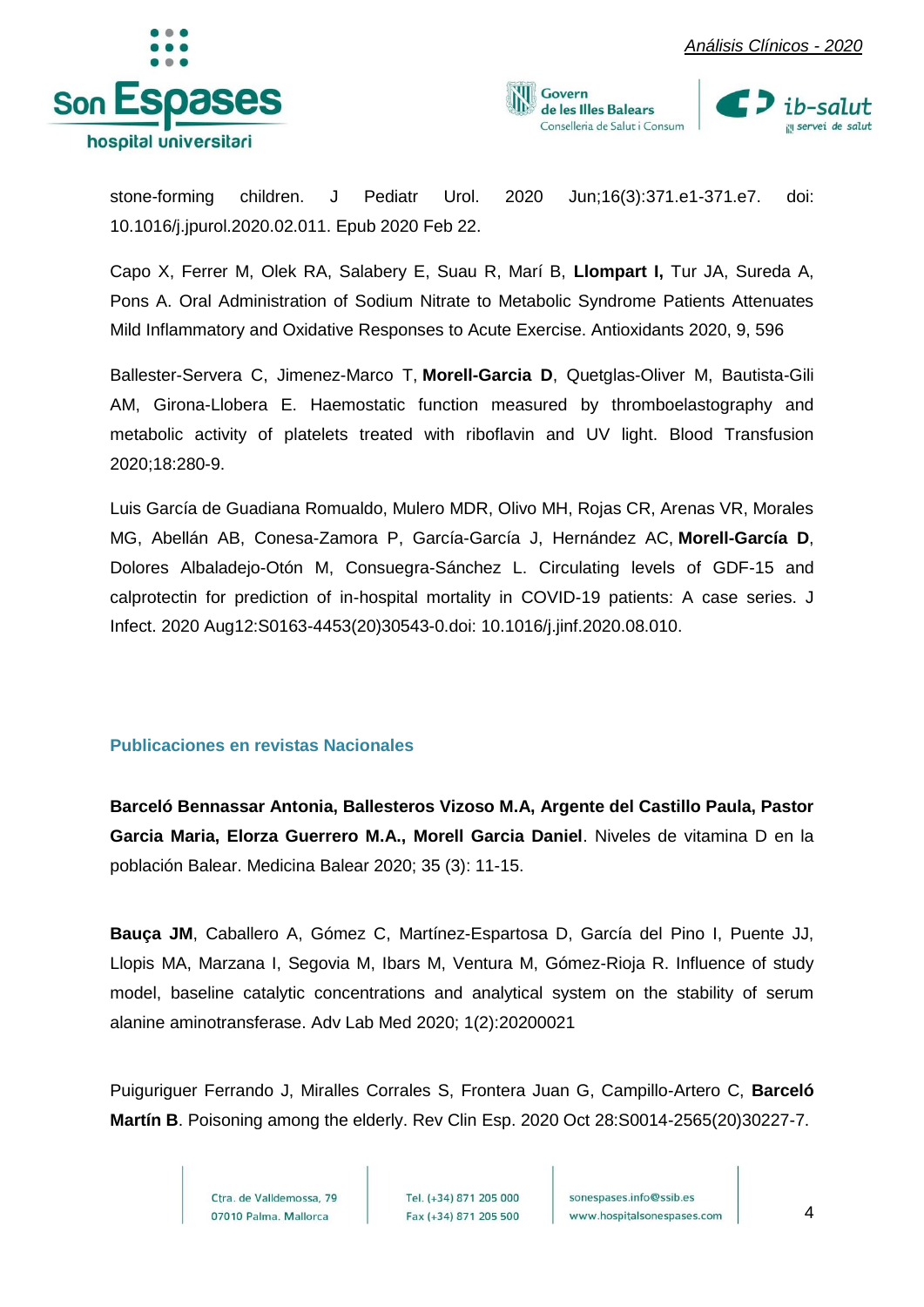stone-forming children. J Pediatr Urol. 2020 Jun;16(3):371.e1-371.e7. doi: 10.1016/j.jpurol.2020.02.011. Epub 2020 Feb 22.

Capo X, Ferrer M, Olek RA, Salabery E, Suau R, Marí B, **Llompart I,** Tur JA, Sureda A, Pons A. Oral Administration of Sodium Nitrate to Metabolic Syndrome Patients Attenuates Mild Inflammatory and Oxidative Responses to Acute Exercise. Antioxidants 2020, 9, 596

Ballester-Servera C, Jimenez-Marco T, **Morell-Garcia D**, Quetglas-Oliver M, Bautista-Gili AM, Girona-Llobera E. Haemostatic function measured by thromboelastography and metabolic activity of platelets treated with riboflavin and UV light. Blood Transfusion 2020;18:280-9.

Luis García de Guadiana Romualdo, Mulero MDR, Olivo MH, Rojas CR, Arenas VR, Morales MG, Abellán AB, Conesa-Zamora P, García-García J, Hernández AC, **Morell-García D**, Dolores Albaladejo-Otón M, Consuegra-Sánchez L. Circulating levels of GDF-15 and calprotectin for prediction of in-hospital mortality in COVID-19 patients: A case series. J Infect. 2020 Aug12:S0163-4453(20)30543-0.doi: 10.1016/j.jinf.2020.08.010.

### Publicaciones en revistas Nacionales

**Barceló Bennassar Antonia, Ballesteros Vizoso M.A, Argente del Castillo Paula, Pastor Garcia Maria, Elorza Guerrero M.A., Morell Garcia Daniel**. Niveles de vitamina D en la población Balear. Medicina Balear 2020; 35 (3): 11-15.

**Bauça JM**, Caballero A, Gómez C, Martínez-Espartosa D, García del Pino I, Puente JJ, Llopis MA, Marzana I, Segovia M, Ibars M, Ventura M, Gómez-Rioja R. Influence of study model, baseline catalytic concentrations and analytical system on the stability of serum alanine aminotransferase. Adv Lab Med 2020; 1(2):20200021

Puiguriguer Ferrando J, Miralles Corrales S, Frontera Juan G, Campillo-Artero C, **Barceló Martín B**. Poisoning among the elderly. Rev Clin Esp. 2020 Oct 28:S0014-2565(20)30227-7.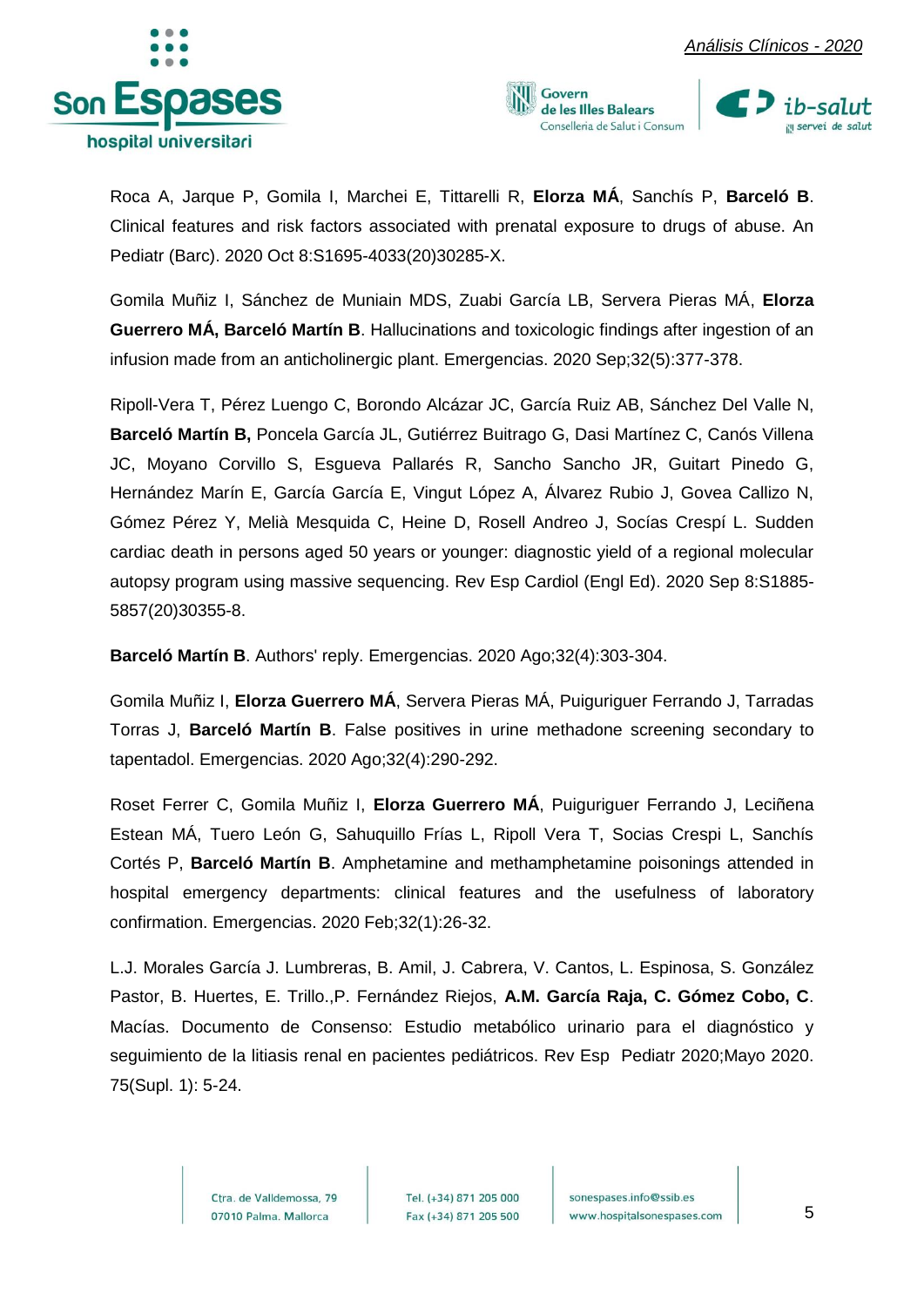Roca A, Jarque P, Gomila I, Marchei E, Tittarelli R, **Elorza MÁ**, Sanchís P, **Barceló B**. Clinical features and risk factors associated with prenatal exposure to drugs of abuse. An Pediatr (Barc). 2020 Oct 8:S1695-4033(20)30285-X.

Gomila Muñiz I, Sánchez de Muniain MDS, Zuabi García LB, Servera Pieras MÁ, **Elorza Guerrero MÁ, Barceló Martín B**. Hallucinations and toxicologic findings after ingestion of an infusion made from an anticholinergic plant. Emergencias. 2020 Sep;32(5):377-378.

Ripoll-Vera T, Pérez Luengo C, Borondo Alcázar JC, García Ruiz AB, Sánchez Del Valle N, **Barceló Martín B,** Poncela García JL, Gutiérrez Buitrago G, Dasi Martínez C, Canós Villena JC, Moyano Corvillo S, Esgueva Pallarés R, Sancho Sancho JR, Guitart Pinedo G, Hernández Marín E, García García E, Vingut López A, Álvarez Rubio J, Govea Callizo N, Gómez Pérez Y, Melià Mesquida C, Heine D, Rosell Andreo J, Socías Crespí L. Sudden cardiac death in persons aged 50 years or younger: diagnostic yield of a regional molecular autopsy program using massive sequencing. Rev Esp Cardiol (Engl Ed). 2020 Sep 8:S1885-5857(20)30355-8.

**Barceló Martín B**. Authors' reply. Emergencias. 2020 Ago;32(4):303-304.

Gomila Muñiz I, **Elorza Guerrero MÁ**, Servera Pieras MÁ, Puiguriguer Ferrando J, Tarradas Torras J, **Barceló Martín B**. False positives in urine methadone screening secondary to tapentadol. Emergencias. 2020 Ago;32(4):290-292.

Roset Ferrer C, Gomila Muñiz I, **Elorza Guerrero MÁ**, Puiguriguer Ferrando J, Leciñena Estean MÁ, Tuero León G, Sahuquillo Frías L, Ripoll Vera T, Socias Crespi L, Sanchís Cortés P, **Barceló Martín B**. Amphetamine and methamphetamine poisonings attended in hospital emergency departments: clinical features and the usefulness of laboratory confirmation. Emergencias. 2020 Feb;32(1):26-32.

L.J. Morales García J. Lumbreras, B. Amil, J. Cabrera, V. Cantos, L. Espinosa, S. González Pastor, B. Huertes, E. Trillo.,P. Fernández Riejos, **A.M. García Raja, C. Gómez Cobo, C**. Macías. Documento de Consenso: Estudio metabólico urinario para el diagnóstico y seguimiento de la litiasis renal en pacientes pediátricos. Rev Esp Pediatr 2020;Mayo 2020. 75(Supl. 1): 5-24.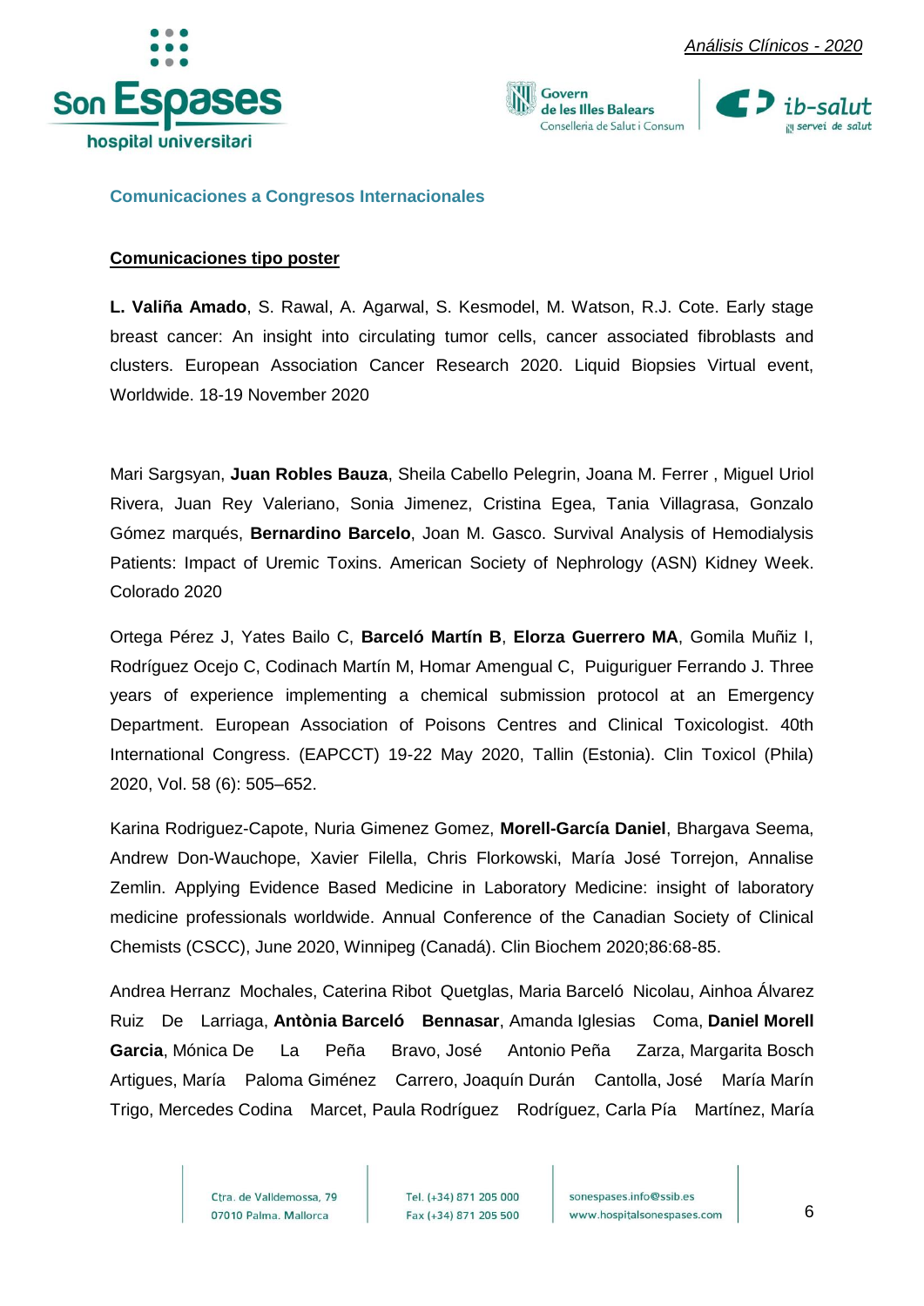## Comunicaciones a Congresos Internacionales

### Comunicaciones tipo poster

**L. Valiña Amado**, S. Rawal, A. Agarwal, S. Kesmodel, M. Watson, R.J. Cote. Early stage breast cancer: An insight into circulating tumor cells, cancer associated fibroblasts and clusters. European Association Cancer Research 2020. Liquid Biopsies Virtual event, Worldwide. 18-19 November 2020

Mari Sargsyan, **Juan Robles Bauza**, Sheila Cabello Pelegrin, Joana M. Ferrer , Miguel Uriol Rivera, Juan Rey Valeriano, Sonia Jimenez, Cristina Egea, Tania Villagrasa, Gonzalo Gómez marqués, **Bernardino Barcelo**, Joan M. Gasco. Survival Analysis of Hemodialysis Patients: Impact of Uremic Toxins. American Society of Nephrology (ASN) Kidney Week. Colorado 2020

Ortega Pérez J, Yates Bailo C, **Barceló Martín B**, **Elorza Guerrero MA**, Gomila Muñiz I, Rodríguez Ocejo C, Codinach Martín M, Homar Amengual C, Puiguriguer Ferrando J. Three years of experience implementing a chemical submission protocol at an Emergency Department. European Association of Poisons Centres and Clinical Toxicologist. 40th International Congress. (EAPCCT) 19-22 May 2020, Tallin (Estonia). Clin Toxicol (Phila) 2020, Vol. 58 (6): 505–652.

Karina Rodriguez-Capote, Nuria Gimenez Gomez, **Morell-García Daniel**, Bhargava Seema, Andrew Don-Wauchope, Xavier Filella, Chris Florkowski, María José Torrejon, Annalise Zemlin. Applying Evidence Based Medicine in Laboratory Medicine: insight of laboratory medicine professionals worldwide. Annual Conference of the Canadian Society of Clinical Chemists (CSCC), June 2020, Winnipeg (Canadá). Clin Biochem 2020;86:68-85.

Andrea Herranz Mochales, Caterina Ribot Quetglas, Maria Barceló Nicolau, Ainhoa Álvarez Ruiz De Larriaga, **Antònia Barceló Bennasar**, Amanda Iglesias Coma, **Daniel Morell Garcia**, Mónica De La Peña Bravo, José Antonio Peña Zarza, Margarita Bosch Artigues, María Paloma Giménez Carrero, Joaquín Durán Cantolla, José María Marín Trigo, Mercedes Codina Marcet, Paula Rodríguez Rodríguez, Carla Pía Martínez, María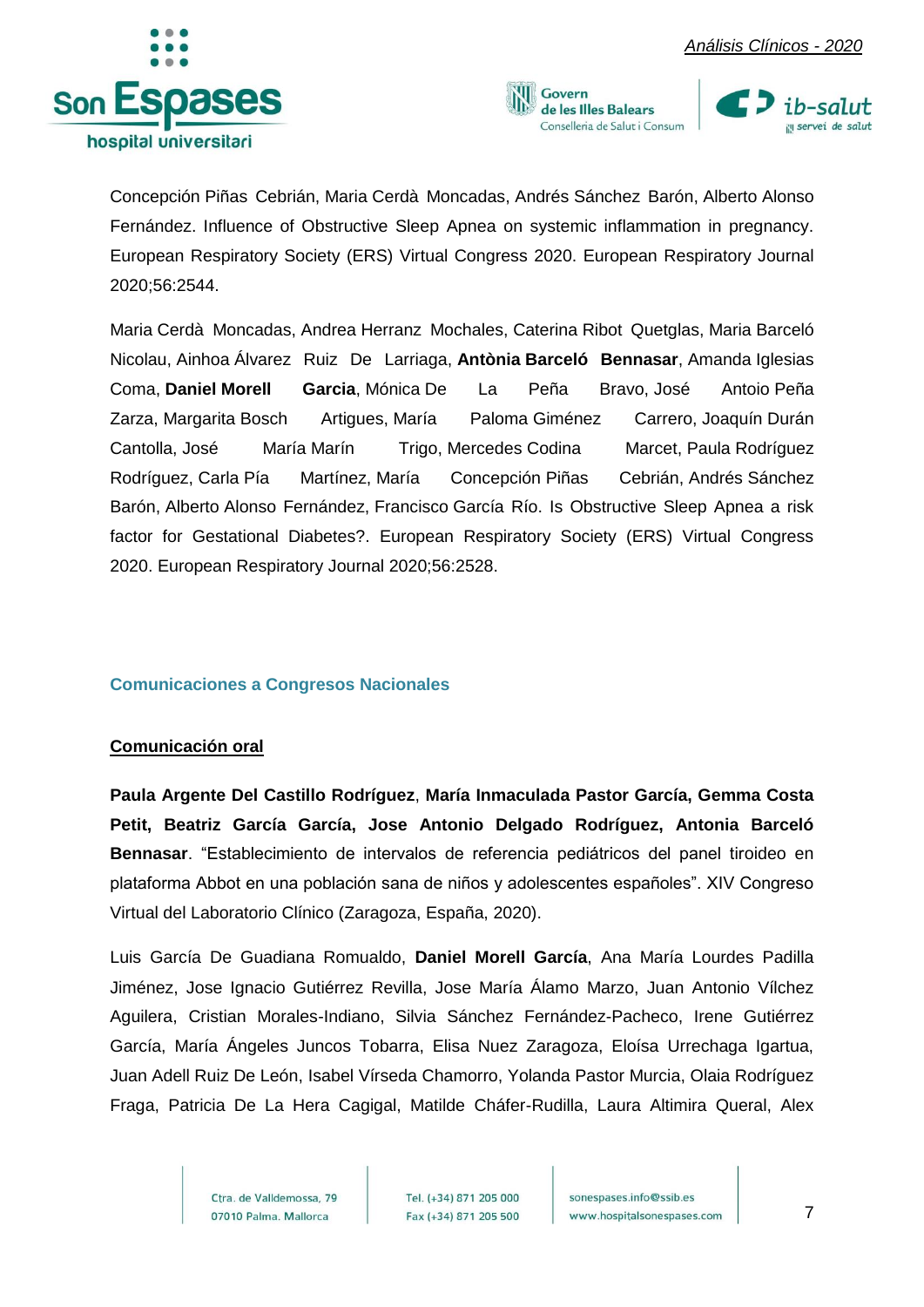Concepción Piñas Cebrián, Maria Cerdà Moncadas, Andrés Sánchez Barón, Alberto Alonso Fernández. Influence of Obstructive Sleep Apnea on systemic inflammation in pregnancy. European Respiratory Society (ERS) Virtual Congress 2020. European Respiratory Journal 2020;56:2544.

Maria Cerdà Moncadas, Andrea Herranz Mochales, Caterina Ribot Quetglas, Maria Barceló Nicolau, Ainhoa Álvarez Ruiz De Larriaga, **Antònia Barceló Bennasar**, Amanda Iglesias Coma, **Daniel Morell Garcia**, Mónica De La Peña Bravo, José Antoio Peña Zarza, Margarita Bosch Artigues, María Paloma Giménez Carrero, Joaquín Durán Cantolla, José María Marín Trigo, Mercedes Codina Marcet, Paula Rodríguez Rodríguez, Carla Pía Martínez, María Concepción Piñas Cebrián, Andrés Sánchez Barón, Alberto Alonso Fernández, Francisco García Río. Is Obstructive Sleep Apnea a risk factor for Gestational Diabetes?. European Respiratory Society (ERS) Virtual Congress 2020. European Respiratory Journal 2020;56:2528.

## Comunicaciones a Congresos Nacionales

### Comunicación oral

**Paula Argente Del Castillo Rodríguez**, **María Inmaculada Pastor García, Gemma Costa Petit, Beatriz García García, Jose Antonio Delgado Rodríguez, Antonia Barceló Bennasar**. "Establecimiento de intervalos de referencia pediátricos del panel tiroideo en plataforma Abbot en una población sana de niños y adolescentes españoles". XIV Congreso Virtual del Laboratorio Clínico (Zaragoza, España, 2020).

Luis García De Guadiana Romualdo, **Daniel Morell García**, Ana María Lourdes Padilla Jiménez, Jose Ignacio Gutiérrez Revilla, Jose María Álamo Marzo, Juan Antonio Vílchez Aguilera, Cristian Morales-Indiano, Silvia Sánchez Fernández-Pacheco, Irene Gutiérrez García, María Ángeles Juncos Tobarra, Elisa Nuez Zaragoza, Eloísa Urrechaga Igartua, Juan Adell Ruiz De León, Isabel Vírseda Chamorro, Yolanda Pastor Murcia, Olaia Rodríguez Fraga, Patricia De La Hera Cagigal, Matilde Cháfer-Rudilla, Laura Altimira Queral, Alex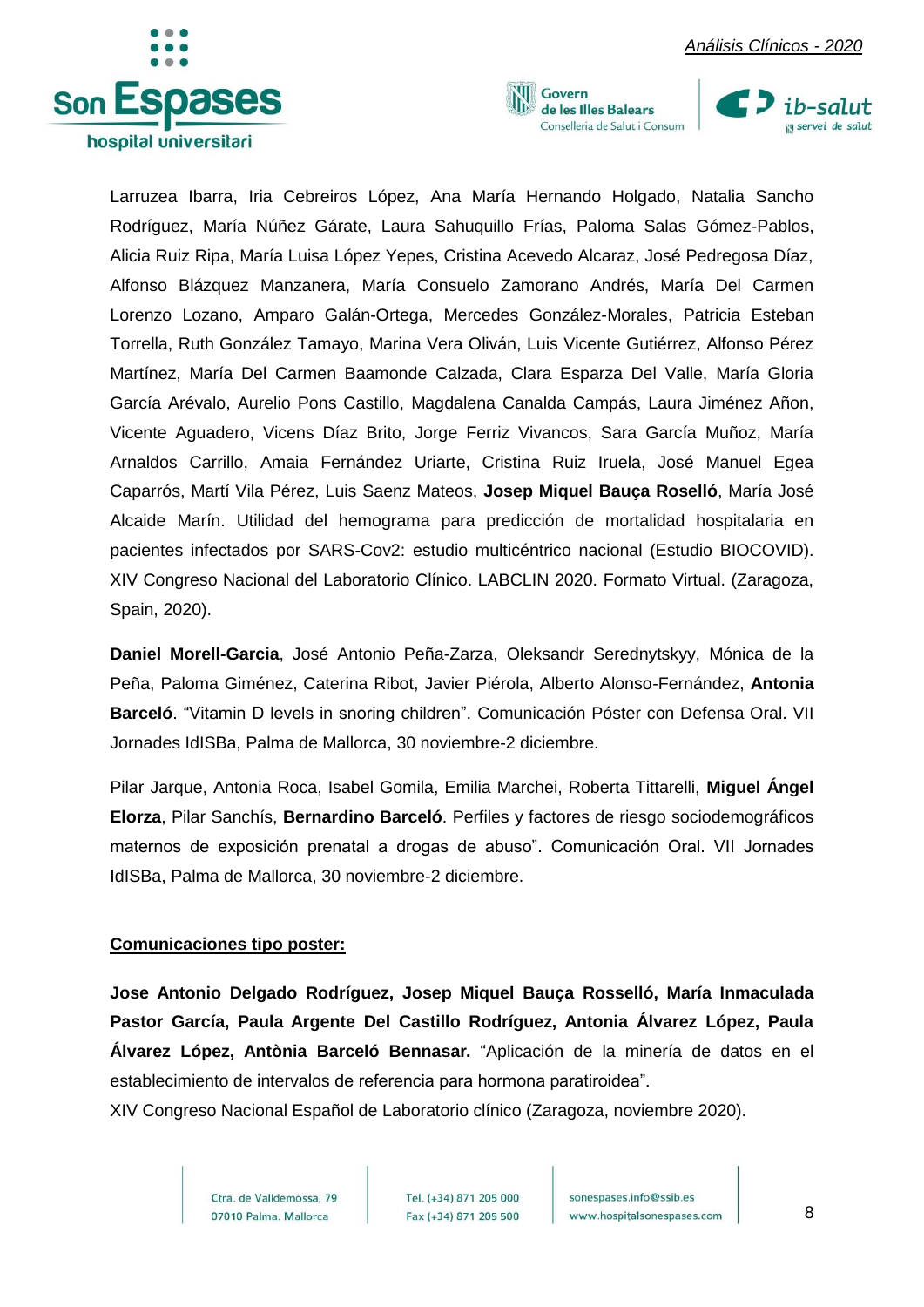Larruzea Ibarra, Iria Cebreiros López, Ana María Hernando Holgado, Natalia Sancho Rodríguez, María Núñez Gárate, Laura Sahuquillo Frías, Paloma Salas Gómez-Pablos, Alicia Ruiz Ripa, María Luisa López Yepes, Cristina Acevedo Alcaraz, José Pedregosa Díaz, Alfonso Blázquez Manzanera, María Consuelo Zamorano Andrés, María Del Carmen Lorenzo Lozano, Amparo Galán-Ortega, Mercedes González-Morales, Patricia Esteban Torrella, Ruth González Tamayo, Marina Vera Oliván, Luis Vicente Gutiérrez, Alfonso Pérez Martínez, María Del Carmen Baamonde Calzada, Clara Esparza Del Valle, María Gloria García Arévalo, Aurelio Pons Castillo, Magdalena Canalda Campás, Laura Jiménez Añon, Vicente Aguadero, Vicens Díaz Brito, Jorge Ferriz Vivancos, Sara García Muñoz, María Arnaldos Carrillo, Amaia Fernández Uriarte, Cristina Ruiz Iruela, José Manuel Egea Caparrós, Martí Vila Pérez, Luis Saenz Mateos, **Josep Miquel Bauça Roselló**, María José Alcaide Marín. Utilidad del hemograma para predicción de mortalidad hospitalaria en pacientes infectados por SARS-Cov2: estudio multicéntrico nacional (Estudio BIOCOVID). XIV Congreso Nacional del Laboratorio Clínico. LABCLIN 2020. Formato Virtual. (Zaragoza, Spain, 2020).

**Daniel Morell-Garcia**, José Antonio Peña-Zarza, Oleksandr Serednytskyy, Mónica de la Peña, Paloma Giménez, Caterina Ribot, Javier Piérola, Alberto Alonso-Fernández, **Antonia Barceló**. "Vitamin D levels in snoring children". Comunicación Póster con Defensa Oral. VII Jornades IdISBa, Palma de Mallorca, 30 noviembre-2 diciembre.

Pilar Jarque, Antonia Roca, Isabel Gomila, Emilia Marchei, Roberta Tittarelli, **Miguel Ángel Elorza**, Pilar Sanchís, **Bernardino Barceló**. Perfiles y factores de riesgo sociodemográficos maternos de exposición prenatal a drogas de abuso". Comunicación Oral. VII Jornades IdISBa, Palma de Mallorca, 30 noviembre-2 diciembre.

**Comunicaciones tipo poster:**

**Jose Antonio Delgado Rodríguez, Josep Miquel Bauça Rosselló, María Inmaculada Pastor García, Paula Argente Del Castillo Rodríguez, Antonia Álvarez López, Paula Álvarez López, Antònia Barceló Bennasar.** "Aplicación de la minería de datos en el establecimiento de intervalos de referencia para hormona paratiroidea".
XIV Congreso Nacional Español de Laboratorio clínico (Zaragoza, noviembre 2020).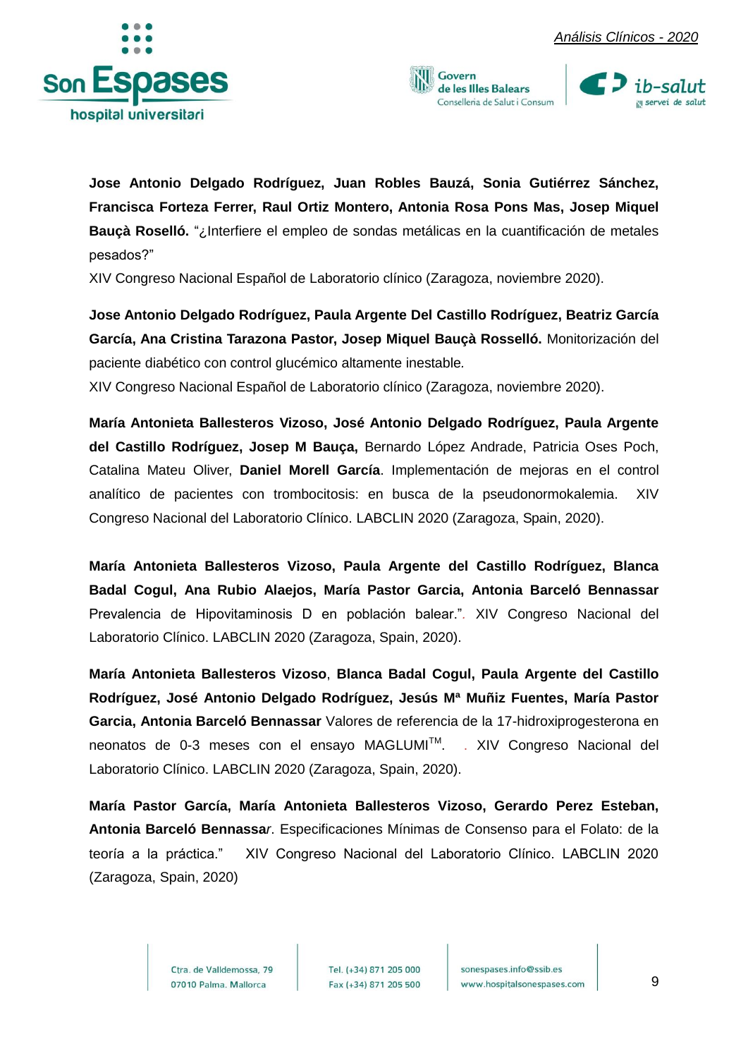**Jose Antonio Delgado Rodríguez, Juan Robles Bauzá, Sonia Gutiérrez Sánchez, Francisca Forteza Ferrer, Raul Ortiz Montero, Antonia Rosa Pons Mas, Josep Miquel Bauçà Roselló.** "¿Interfiere el empleo de sondas metálicas en la cuantificación de metales pesados?"
XIV Congreso Nacional Español de Laboratorio clínico (Zaragoza, noviembre 2020).

**Jose Antonio Delgado Rodríguez, Paula Argente Del Castillo Rodríguez, Beatriz García García, Ana Cristina Tarazona Pastor, Josep Miquel Bauçà Rosselló.** Monitorización del paciente diabético con control glucémico altamente inestable.
XIV Congreso Nacional Español de Laboratorio clínico (Zaragoza, noviembre 2020).

**María Antonieta Ballesteros Vizoso, José Antonio Delgado Rodríguez, Paula Argente del Castillo Rodríguez, Josep M Bauça,** Bernardo López Andrade, Patricia Oses Poch, Catalina Mateu Oliver, **Daniel Morell García**. Implementación de mejoras en el control analítico de pacientes con trombocitosis: en busca de la pseudonormokalemia. XIV Congreso Nacional del Laboratorio Clínico. LABCLIN 2020 (Zaragoza, Spain, 2020).

**María Antonieta Ballesteros Vizoso, Paula Argente del Castillo Rodríguez, Blanca Badal Cogul, Ana Rubio Alaejos, María Pastor Garcia, Antonia Barceló Bennassar** Prevalencia de Hipovitaminosis D en población balear.". XIV Congreso Nacional del Laboratorio Clínico. LABCLIN 2020 (Zaragoza, Spain, 2020).

**María Antonieta Ballesteros Vizoso**, **Blanca Badal Cogul, Paula Argente del Castillo Rodríguez, José Antonio Delgado Rodríguez, Jesús Mª Muñiz Fuentes, María Pastor Garcia, Antonia Barceló Bennassar** Valores de referencia de la 17-hidroxiprogesterona en neonatos de 0-3 meses con el ensayo MAGLUMI™. . XIV Congreso Nacional del Laboratorio Clínico. LABCLIN 2020 (Zaragoza, Spain, 2020).

**María Pastor García, María Antonieta Ballesteros Vizoso, Gerardo Perez Esteban, Antonia Barceló Bennassa***r*. Especificaciones Mínimas de Consenso para el Folato: de la teoría a la práctica." XIV Congreso Nacional del Laboratorio Clínico. LABCLIN 2020 (Zaragoza, Spain, 2020)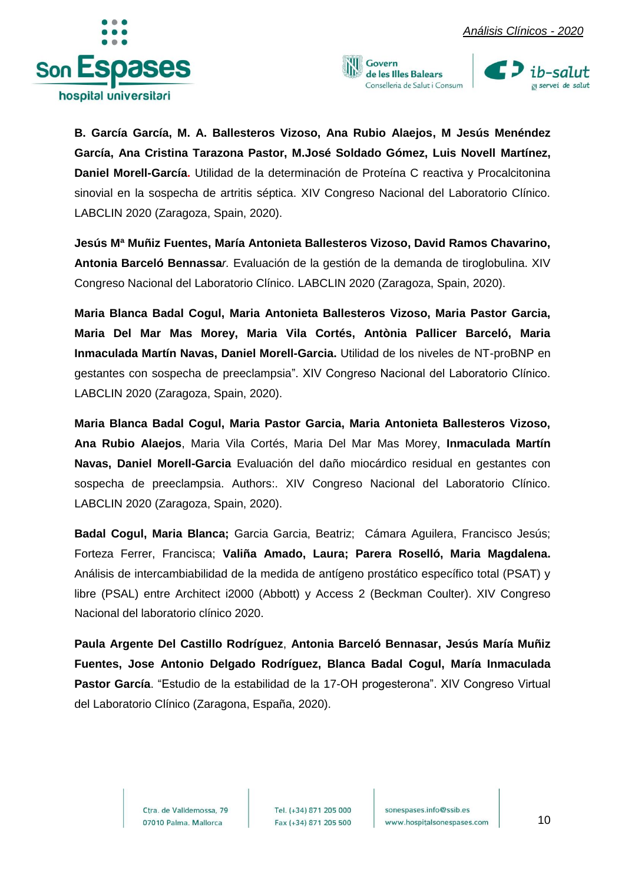**B. García García, M. A. Ballesteros Vizoso, Ana Rubio Alaejos, M Jesús Menéndez García, Ana Cristina Tarazona Pastor, M.José Soldado Gómez, Luis Novell Martínez, Daniel Morell-García.** Utilidad de la determinación de Proteína C reactiva y Procalcitonina sinovial en la sospecha de artritis séptica. XIV Congreso Nacional del Laboratorio Clínico. LABCLIN 2020 (Zaragoza, Spain, 2020).

**Jesús Mª Muñiz Fuentes, María Antonieta Ballesteros Vizoso, David Ramos Chavarino, Antonia Barceló Bennassa***r*. Evaluación de la gestión de la demanda de tiroglobulina. XIV Congreso Nacional del Laboratorio Clínico. LABCLIN 2020 (Zaragoza, Spain, 2020).

**Maria Blanca Badal Cogul, Maria Antonieta Ballesteros Vizoso, Maria Pastor Garcia, Maria Del Mar Mas Morey, Maria Vila Cortés, Antònia Pallicer Barceló, Maria Inmaculada Martín Navas, Daniel Morell-Garcia.** Utilidad de los niveles de NT-proBNP en gestantes con sospecha de preeclampsia". XIV Congreso Nacional del Laboratorio Clínico. LABCLIN 2020 (Zaragoza, Spain, 2020).

**Maria Blanca Badal Cogul, Maria Pastor Garcia, Maria Antonieta Ballesteros Vizoso, Ana Rubio Alaejos**, Maria Vila Cortés, Maria Del Mar Mas Morey, **Inmaculada Martín Navas, Daniel Morell-Garcia** Evaluación del daño miocárdico residual en gestantes con sospecha de preeclampsia. Authors:. XIV Congreso Nacional del Laboratorio Clínico. LABCLIN 2020 (Zaragoza, Spain, 2020).

**Badal Cogul, Maria Blanca;** Garcia Garcia, Beatriz; Cámara Aguilera, Francisco Jesús; Forteza Ferrer, Francisca; **Valiña Amado, Laura; Parera Roselló, Maria Magdalena.** Análisis de intercambiabilidad de la medida de antígeno prostático específico total (PSAT) y libre (PSAL) entre Architect i2000 (Abbott) y Access 2 (Beckman Coulter). XIV Congreso Nacional del laboratorio clínico 2020.

**Paula Argente Del Castillo Rodríguez**, **Antonia Barceló Bennasar, Jesús María Muñiz Fuentes, Jose Antonio Delgado Rodríguez, Blanca Badal Cogul, María Inmaculada Pastor García**. "Estudio de la estabilidad de la 17-OH progesterona". XIV Congreso Virtual del Laboratorio Clínico (Zaragona, España, 2020).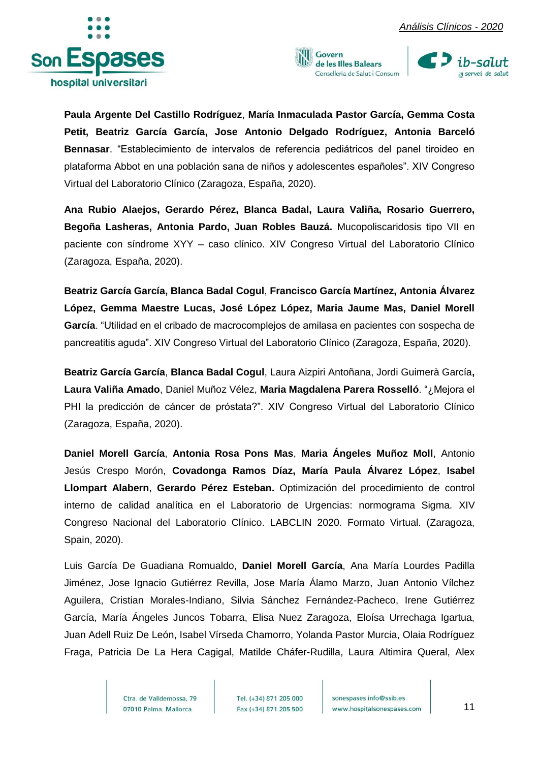**Paula Argente Del Castillo Rodríguez**, **María Inmaculada Pastor García, Gemma Costa Petit, Beatriz García García, Jose Antonio Delgado Rodríguez, Antonia Barceló Bennasar**. "Establecimiento de intervalos de referencia pediátricos del panel tiroideo en plataforma Abbot en una población sana de niños y adolescentes españoles". XIV Congreso Virtual del Laboratorio Clínico (Zaragoza, España, 2020).

**Ana Rubio Alaejos, Gerardo Pérez, Blanca Badal, Laura Valiña, Rosario Guerrero, Begoña Lasheras, Antonia Pardo, Juan Robles Bauzá.** Mucopoliscaridosis tipo VII en paciente con síndrome XYY – caso clínico. XIV Congreso Virtual del Laboratorio Clínico (Zaragoza, España, 2020).

**Beatriz García García, Blanca Badal Cogul**, **Francisco García Martínez, Antonia Álvarez López, Gemma Maestre Lucas, José López López, Maria Jaume Mas, Daniel Morell García**. "Utilidad en el cribado de macrocomplejos de amilasa en pacientes con sospecha de pancreatitis aguda". XIV Congreso Virtual del Laboratorio Clínico (Zaragoza, España, 2020).

**Beatriz García García**, **Blanca Badal Cogul**, Laura Aizpiri Antoñana, Jordi Guimerà García**,** **Laura Valiña Amado**, Daniel Muñoz Vélez, **Maria Magdalena Parera Rosselló**. "¿Mejora el PHI la predicción de cáncer de próstata?". XIV Congreso Virtual del Laboratorio Clínico (Zaragoza, España, 2020).

**Daniel Morell García**, **Antonia Rosa Pons Mas**, **Maria Ángeles Muñoz Moll**, Antonio Jesús Crespo Morón, **Covadonga Ramos Díaz, María Paula Álvarez López**, **Isabel Llompart Alabern**, **Gerardo Pérez Esteban.** Optimización del procedimiento de control interno de calidad analítica en el Laboratorio de Urgencias: normograma Sigma. XIV Congreso Nacional del Laboratorio Clínico. LABCLIN 2020. Formato Virtual. (Zaragoza, Spain, 2020).

Luis García De Guadiana Romualdo, **Daniel Morell García**, Ana María Lourdes Padilla Jiménez, Jose Ignacio Gutiérrez Revilla, Jose María Álamo Marzo, Juan Antonio Vílchez Aguilera, Cristian Morales-Indiano, Silvia Sánchez Fernández-Pacheco, Irene Gutiérrez García, María Ángeles Juncos Tobarra, Elisa Nuez Zaragoza, Eloísa Urrechaga Igartua, Juan Adell Ruiz De León, Isabel Vírseda Chamorro, Yolanda Pastor Murcia, Olaia Rodríguez Fraga, Patricia De La Hera Cagigal, Matilde Cháfer-Rudilla, Laura Altimira Queral, Alex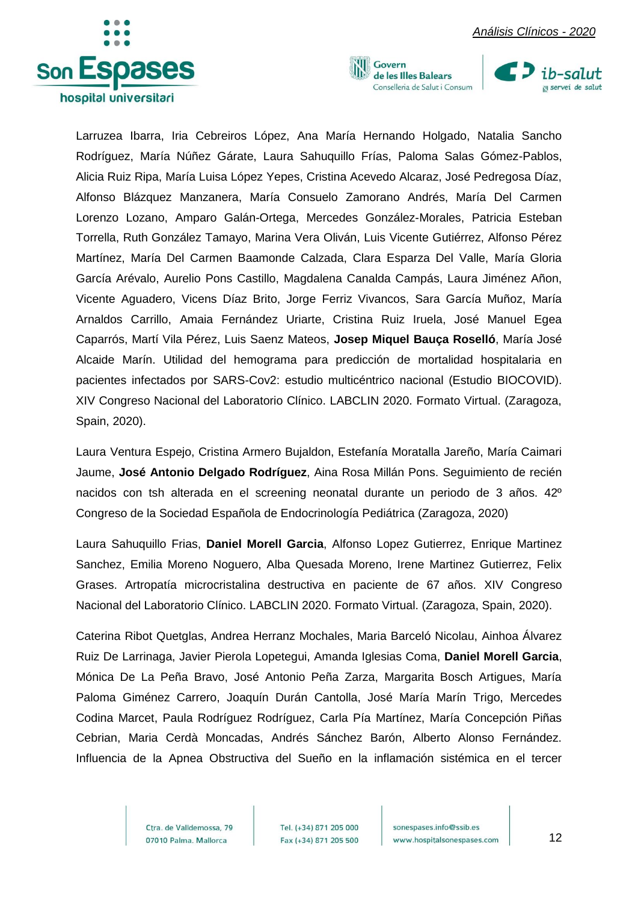Larruzea Ibarra, Iria Cebreiros López, Ana María Hernando Holgado, Natalia Sancho Rodríguez, María Núñez Gárate, Laura Sahuquillo Frías, Paloma Salas Gómez-Pablos, Alicia Ruiz Ripa, María Luisa López Yepes, Cristina Acevedo Alcaraz, José Pedregosa Díaz, Alfonso Blázquez Manzanera, María Consuelo Zamorano Andrés, María Del Carmen Lorenzo Lozano, Amparo Galán-Ortega, Mercedes González-Morales, Patricia Esteban Torrella, Ruth González Tamayo, Marina Vera Oliván, Luis Vicente Gutiérrez, Alfonso Pérez Martínez, María Del Carmen Baamonde Calzada, Clara Esparza Del Valle, María Gloria García Arévalo, Aurelio Pons Castillo, Magdalena Canalda Campás, Laura Jiménez Añon, Vicente Aguadero, Vicens Díaz Brito, Jorge Ferriz Vivancos, Sara García Muñoz, María Arnaldos Carrillo, Amaia Fernández Uriarte, Cristina Ruiz Iruela, José Manuel Egea Caparrós, Martí Vila Pérez, Luis Saenz Mateos, **Josep Miquel Bauça Roselló**, María José Alcaide Marín. Utilidad del hemograma para predicción de mortalidad hospitalaria en pacientes infectados por SARS-Cov2: estudio multicéntrico nacional (Estudio BIOCOVID). XIV Congreso Nacional del Laboratorio Clínico. LABCLIN 2020. Formato Virtual. (Zaragoza, Spain, 2020).

Laura Ventura Espejo, Cristina Armero Bujaldon, Estefanía Moratalla Jareño, María Caimari Jaume, **José Antonio Delgado Rodríguez**, Aina Rosa Millán Pons. Seguimiento de recién nacidos con tsh alterada en el screening neonatal durante un periodo de 3 años. 42º Congreso de la Sociedad Española de Endocrinología Pediátrica (Zaragoza, 2020)

Laura Sahuquillo Frias, **Daniel Morell Garcia**, Alfonso Lopez Gutierrez, Enrique Martinez Sanchez, Emilia Moreno Noguero, Alba Quesada Moreno, Irene Martinez Gutierrez, Felix Grases. Artropatía microcristalina destructiva en paciente de 67 años. XIV Congreso Nacional del Laboratorio Clínico. LABCLIN 2020. Formato Virtual. (Zaragoza, Spain, 2020).

Caterina Ribot Quetglas, Andrea Herranz Mochales, Maria Barceló Nicolau, Ainhoa Álvarez Ruiz De Larrinaga, Javier Pierola Lopetegui, Amanda Iglesias Coma, **Daniel Morell Garcia**, Mónica De La Peña Bravo, José Antonio Peña Zarza, Margarita Bosch Artigues, María Paloma Giménez Carrero, Joaquín Durán Cantolla, José María Marín Trigo, Mercedes Codina Marcet, Paula Rodríguez Rodríguez, Carla Pía Martínez, María Concepción Piñas Cebrian, Maria Cerdà Moncadas, Andrés Sánchez Barón, Alberto Alonso Fernández. Influencia de la Apnea Obstructiva del Sueño en la inflamación sistémica en el tercer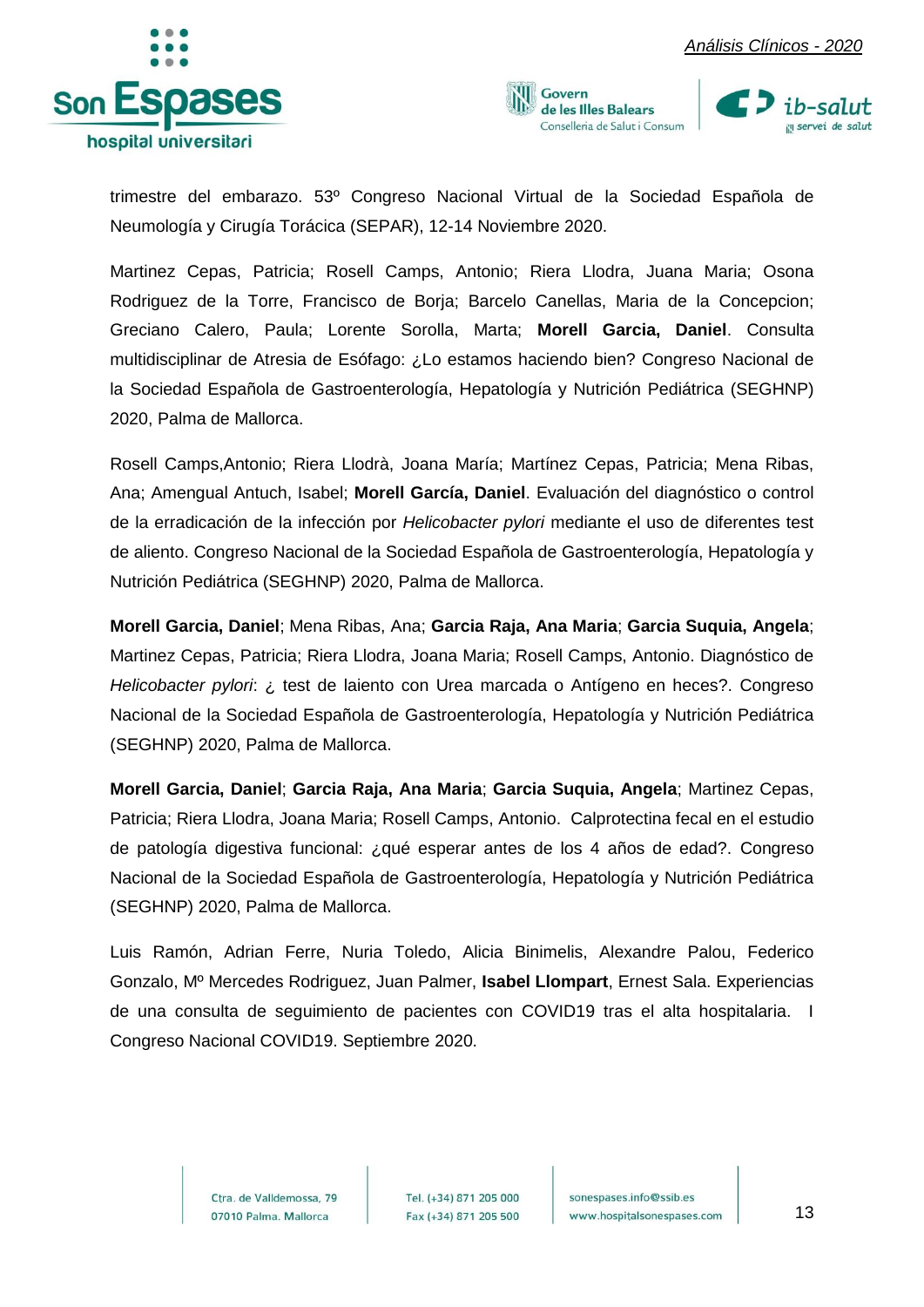trimestre del embarazo. 53º Congreso Nacional Virtual de la Sociedad Española de Neumología y Cirugía Torácica (SEPAR), 12-14 Noviembre 2020.

Martinez Cepas, Patricia; Rosell Camps, Antonio; Riera Llodra, Juana Maria; Osona Rodriguez de la Torre, Francisco de Borja; Barcelo Canellas, Maria de la Concepcion; Greciano Calero, Paula; Lorente Sorolla, Marta; **Morell Garcia, Daniel**. Consulta multidisciplinar de Atresia de Esófago: ¿Lo estamos haciendo bien? Congreso Nacional de la Sociedad Española de Gastroenterología, Hepatología y Nutrición Pediátrica (SEGHNP) 2020, Palma de Mallorca.

Rosell Camps,Antonio; Riera Llodrà, Joana María; Martínez Cepas, Patricia; Mena Ribas, Ana; Amengual Antuch, Isabel; **Morell García, Daniel**. Evaluación del diagnóstico o control de la erradicación de la infección por *Helicobacter pylori* mediante el uso de diferentes test de aliento. Congreso Nacional de la Sociedad Española de Gastroenterología, Hepatología y Nutrición Pediátrica (SEGHNP) 2020, Palma de Mallorca.

**Morell Garcia, Daniel**; Mena Ribas, Ana; **Garcia Raja, Ana Maria**; **Garcia Suquia, Angela**; Martinez Cepas, Patricia; Riera Llodra, Joana Maria; Rosell Camps, Antonio. Diagnóstico de *Helicobacter pylori*: ¿ test de laiento con Urea marcada o Antígeno en heces?. Congreso Nacional de la Sociedad Española de Gastroenterología, Hepatología y Nutrición Pediátrica (SEGHNP) 2020, Palma de Mallorca.

**Morell Garcia, Daniel**; **Garcia Raja, Ana Maria**; **Garcia Suquia, Angela**; Martinez Cepas, Patricia; Riera Llodra, Joana Maria; Rosell Camps, Antonio. Calprotectina fecal en el estudio de patología digestiva funcional: ¿qué esperar antes de los 4 años de edad?. Congreso Nacional de la Sociedad Española de Gastroenterología, Hepatología y Nutrición Pediátrica (SEGHNP) 2020, Palma de Mallorca.

Luis Ramón, Adrian Ferre, Nuria Toledo, Alicia Binimelis, Alexandre Palou, Federico Gonzalo, Mº Mercedes Rodriguez, Juan Palmer, **Isabel Llompart**, Ernest Sala. Experiencias de una consulta de seguimiento de pacientes con COVID19 tras el alta hospitalaria. I Congreso Nacional COVID19. Septiembre 2020.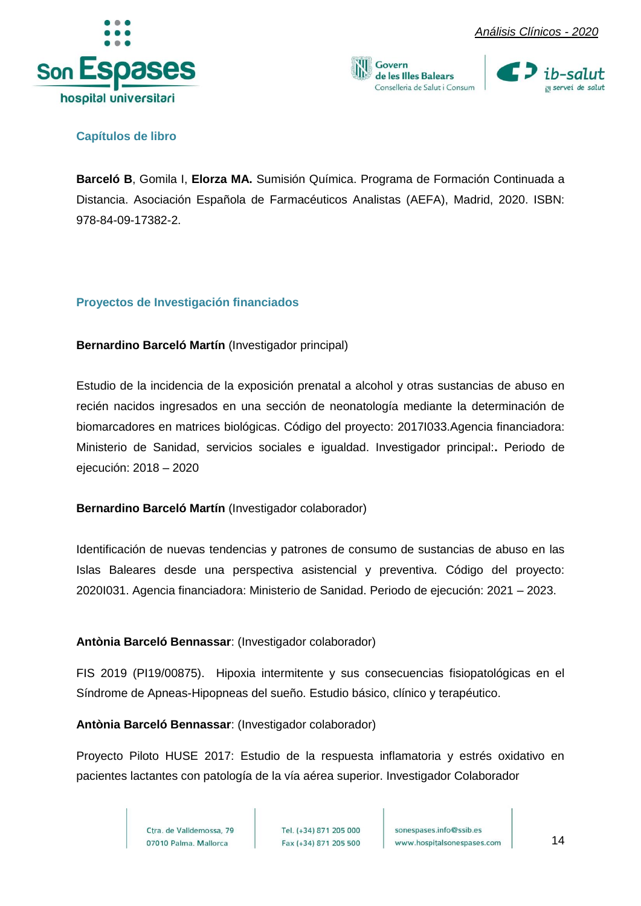## Capítulos de libro

**Barceló B**, Gomila I, **Elorza MA.** Sumisión Química. Programa de Formación Continuada a Distancia. Asociación Española de Farmacéuticos Analistas (AEFA), Madrid, 2020. ISBN: 978-84-09-17382-2.

## Proyectos de Investigación financiados

**Bernardino Barceló Martín** (Investigador principal)

Estudio de la incidencia de la exposición prenatal a alcohol y otras sustancias de abuso en recién nacidos ingresados en una sección de neonatología mediante la determinación de biomarcadores en matrices biológicas. Código del proyecto: 2017I033.Agencia financiadora: Ministerio de Sanidad, servicios sociales e igualdad. Investigador principal:**.** Periodo de ejecución: 2018 – 2020

**Bernardino Barceló Martín** (Investigador colaborador)

Identificación de nuevas tendencias y patrones de consumo de sustancias de abuso en las Islas Baleares desde una perspectiva asistencial y preventiva. Código del proyecto: 2020I031. Agencia financiadora: Ministerio de Sanidad. Periodo de ejecución: 2021 – 2023.

**Antònia Barceló Bennassar**: (Investigador colaborador)

FIS 2019 (PI19/00875). Hipoxia intermitente y sus consecuencias fisiopatológicas en el Síndrome de Apneas-Hipopneas del sueño. Estudio básico, clínico y terapéutico.

**Antònia Barceló Bennassar**: (Investigador colaborador)

Proyecto Piloto HUSE 2017: Estudio de la respuesta inflamatoria y estrés oxidativo en pacientes lactantes con patología de la vía aérea superior. Investigador Colaborador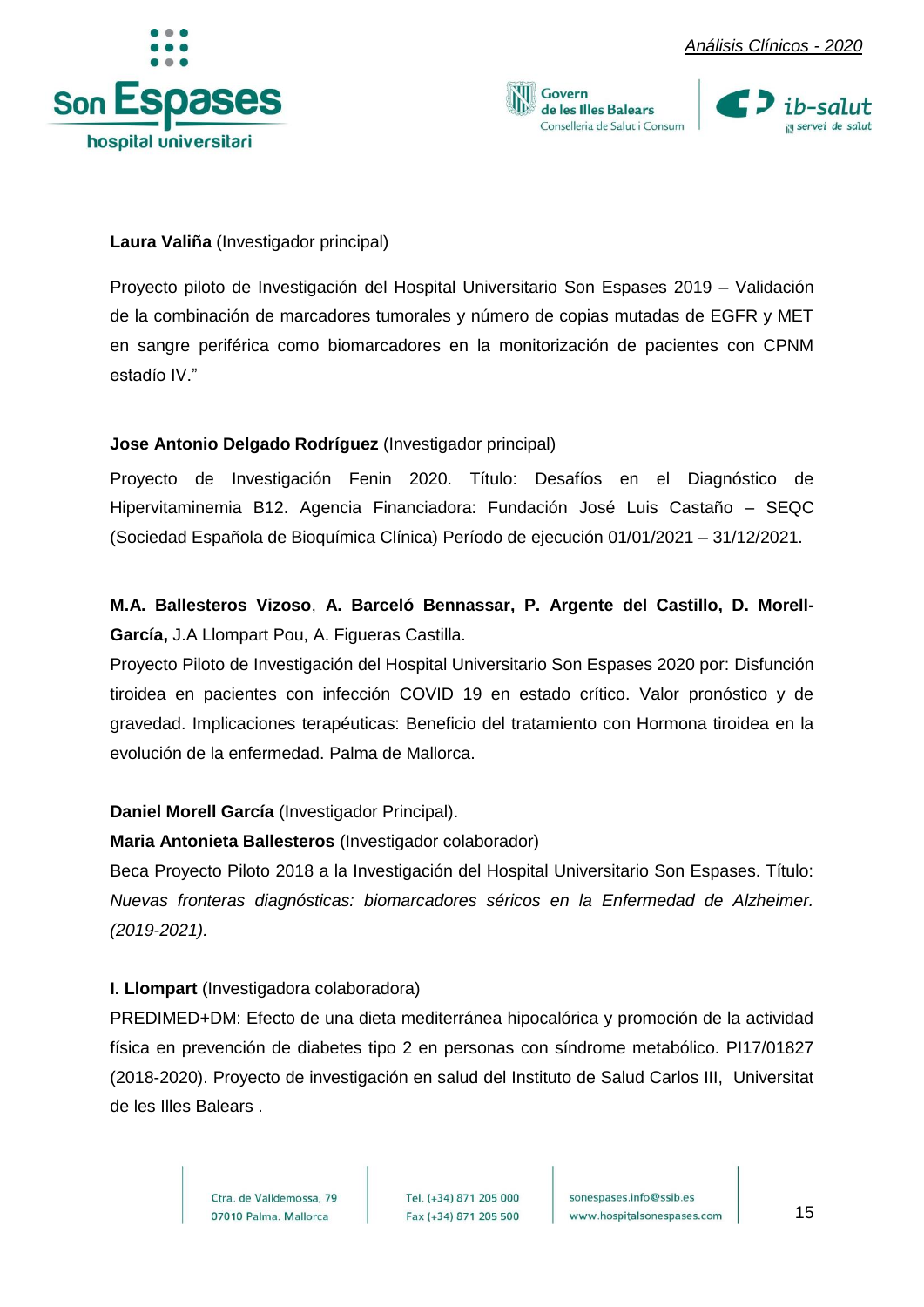**Laura Valiña** (Investigador principal)

Proyecto piloto de Investigación del Hospital Universitario Son Espases 2019 – Validación de la combinación de marcadores tumorales y número de copias mutadas de EGFR y MET en sangre periférica como biomarcadores en la monitorización de pacientes con CPNM estadío IV."

**Jose Antonio Delgado Rodríguez** (Investigador principal)

Proyecto de Investigación Fenin 2020. Título: Desafíos en el Diagnóstico de Hipervitaminemia B12. Agencia Financiadora: Fundación José Luis Castaño – SEQC (Sociedad Española de Bioquímica Clínica) Período de ejecución 01/01/2021 – 31/12/2021.

**M.A. Ballesteros Vizoso**, **A. Barceló Bennassar, P. Argente del Castillo, D. Morell-García,** J.A Llompart Pou, A. Figueras Castilla.
Proyecto Piloto de Investigación del Hospital Universitario Son Espases 2020 por: Disfunción tiroidea en pacientes con infección COVID 19 en estado crítico. Valor pronóstico y de gravedad. Implicaciones terapéuticas: Beneficio del tratamiento con Hormona tiroidea en la evolución de la enfermedad. Palma de Mallorca.

**Daniel Morell García** (Investigador Principal).
**Maria Antonieta Ballesteros** (Investigador colaborador)
Beca Proyecto Piloto 2018 a la Investigación del Hospital Universitario Son Espases. Título: *Nuevas fronteras diagnósticas: biomarcadores séricos en la Enfermedad de Alzheimer. (2019-2021).*

**I. Llompart** (Investigadora colaboradora)
PREDIMED+DM: Efecto de una dieta mediterránea hipocalórica y promoción de la actividad física en prevención de diabetes tipo 2 en personas con síndrome metabólico. PI17/01827 (2018-2020). Proyecto de investigación en salud del Instituto de Salud Carlos III, Universitat de les Illes Balears .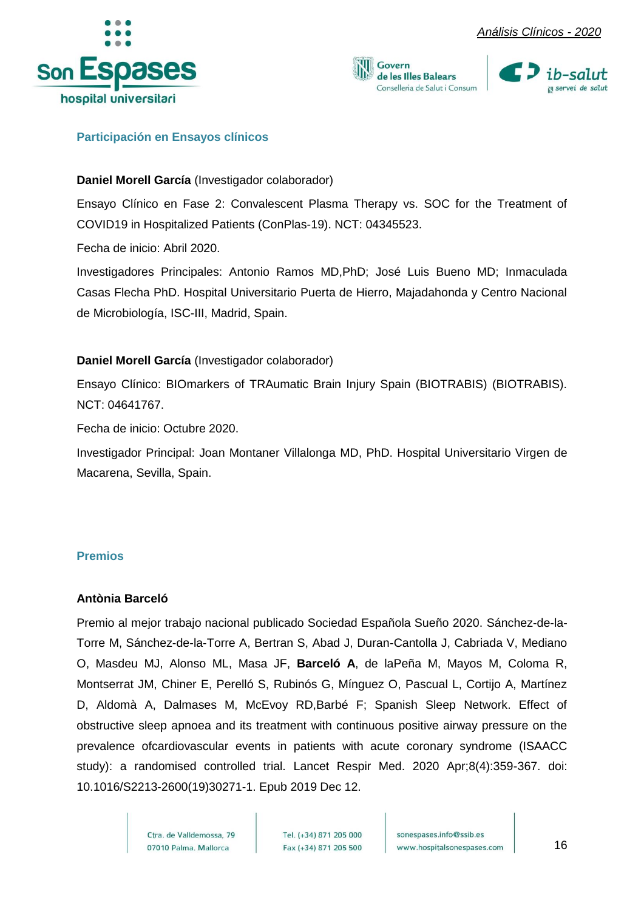## Participación en Ensayos clínicos

**Daniel Morell García** (Investigador colaborador)

Ensayo Clínico en Fase 2: Convalescent Plasma Therapy vs. SOC for the Treatment of COVID19 in Hospitalized Patients (ConPlas-19). NCT: 04345523.

Fecha de inicio: Abril 2020.

Investigadores Principales: Antonio Ramos MD,PhD; José Luis Bueno MD; Inmaculada Casas Flecha PhD. Hospital Universitario Puerta de Hierro, Majadahonda y Centro Nacional de Microbiología, ISC-III, Madrid, Spain.

**Daniel Morell García** (Investigador colaborador)

Ensayo Clínico: BIOmarkers of TRAumatic Brain Injury Spain (BIOTRABIS) (BIOTRABIS). NCT: 04641767.

Fecha de inicio: Octubre 2020.

Investigador Principal: Joan Montaner Villalonga MD, PhD. Hospital Universitario Virgen de Macarena, Sevilla, Spain.

## Premios

**Antònia Barceló**

Premio al mejor trabajo nacional publicado Sociedad Española Sueño 2020. Sánchez-de-la-Torre M, Sánchez-de-la-Torre A, Bertran S, Abad J, Duran-Cantolla J, Cabriada V, Mediano O, Masdeu MJ, Alonso ML, Masa JF, **Barceló A**, de laPeña M, Mayos M, Coloma R, Montserrat JM, Chiner E, Perelló S, Rubinós G, Mínguez O, Pascual L, Cortijo A, Martínez D, Aldomà A, Dalmases M, McEvoy RD,Barbé F; Spanish Sleep Network. Effect of obstructive sleep apnoea and its treatment with continuous positive airway pressure on the prevalence ofcardiovascular events in patients with acute coronary syndrome (ISAACC study): a randomised controlled trial. Lancet Respir Med. 2020 Apr;8(4):359-367. doi: 10.1016/S2213-2600(19)30271-1. Epub 2019 Dec 12.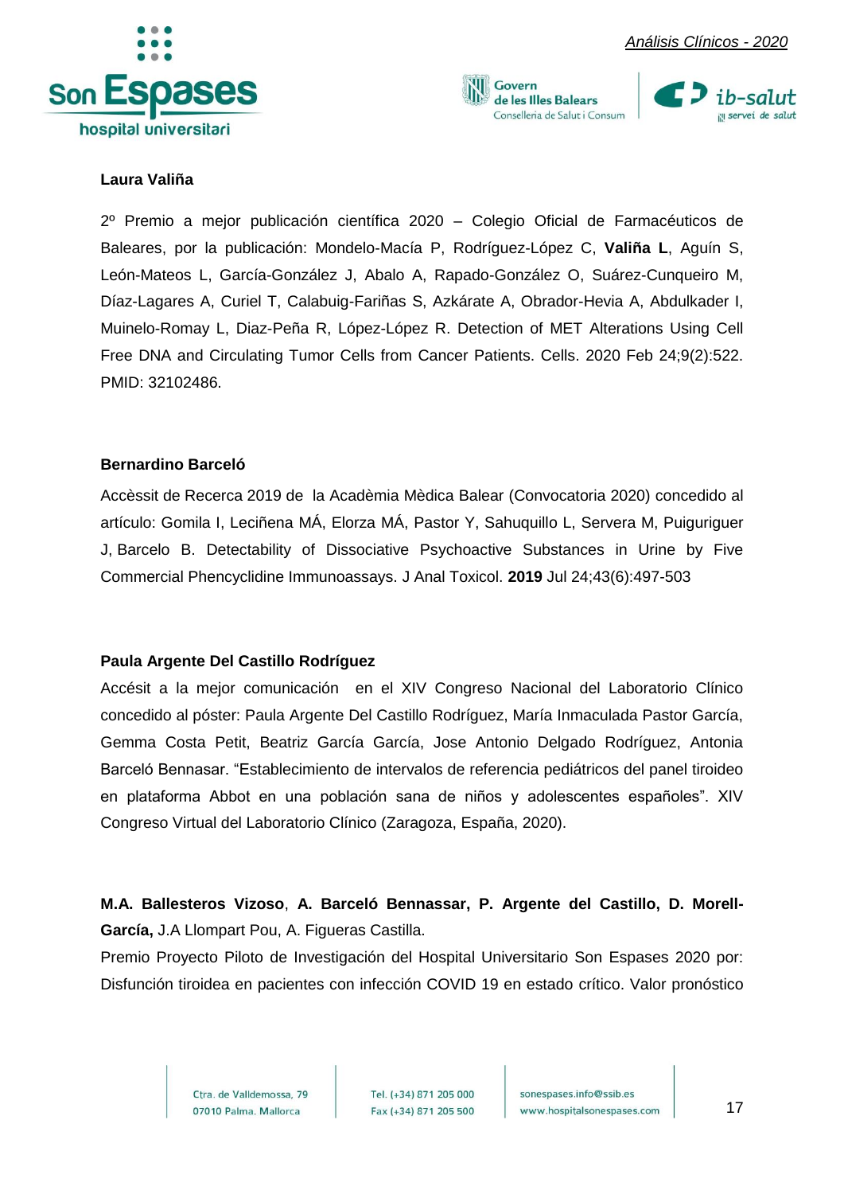**Laura Valiña**

2º Premio a mejor publicación científica 2020 – Colegio Oficial de Farmacéuticos de Baleares, por la publicación: Mondelo-Macía P, Rodríguez-López C, **Valiña L**, Aguín S, León-Mateos L, García-González J, Abalo A, Rapado-González O, Suárez-Cunqueiro M, Díaz-Lagares A, Curiel T, Calabuig-Fariñas S, Azkárate A, Obrador-Hevia A, Abdulkader I, Muinelo-Romay L, Diaz-Peña R, López-López R. Detection of MET Alterations Using Cell Free DNA and Circulating Tumor Cells from Cancer Patients. Cells. 2020 Feb 24;9(2):522. PMID: 32102486.

**Bernardino Barceló**

Accèssit de Recerca 2019 de la Acadèmia Mèdica Balear (Convocatoria 2020) concedido al artículo: Gomila I, Leciñena MÁ, Elorza MÁ, Pastor Y, Sahuquillo L, Servera M, Puiguriguer J, Barcelo B. Detectability of Dissociative Psychoactive Substances in Urine by Five Commercial Phencyclidine Immunoassays. J Anal Toxicol. **2019** Jul 24;43(6):497-503

**Paula Argente Del Castillo Rodríguez**

Accésit a la mejor comunicación en el XIV Congreso Nacional del Laboratorio Clínico concedido al póster: Paula Argente Del Castillo Rodríguez, María Inmaculada Pastor García, Gemma Costa Petit, Beatriz García García, Jose Antonio Delgado Rodríguez, Antonia Barceló Bennasar. "Establecimiento de intervalos de referencia pediátricos del panel tiroideo en plataforma Abbot en una población sana de niños y adolescentes españoles". XIV Congreso Virtual del Laboratorio Clínico (Zaragoza, España, 2020).

**M.A. Ballesteros Vizoso**, **A. Barceló Bennassar, P. Argente del Castillo, D. Morell-García,** J.A Llompart Pou, A. Figueras Castilla.

Premio Proyecto Piloto de Investigación del Hospital Universitario Son Espases 2020 por: Disfunción tiroidea en pacientes con infección COVID 19 en estado crítico. Valor pronóstico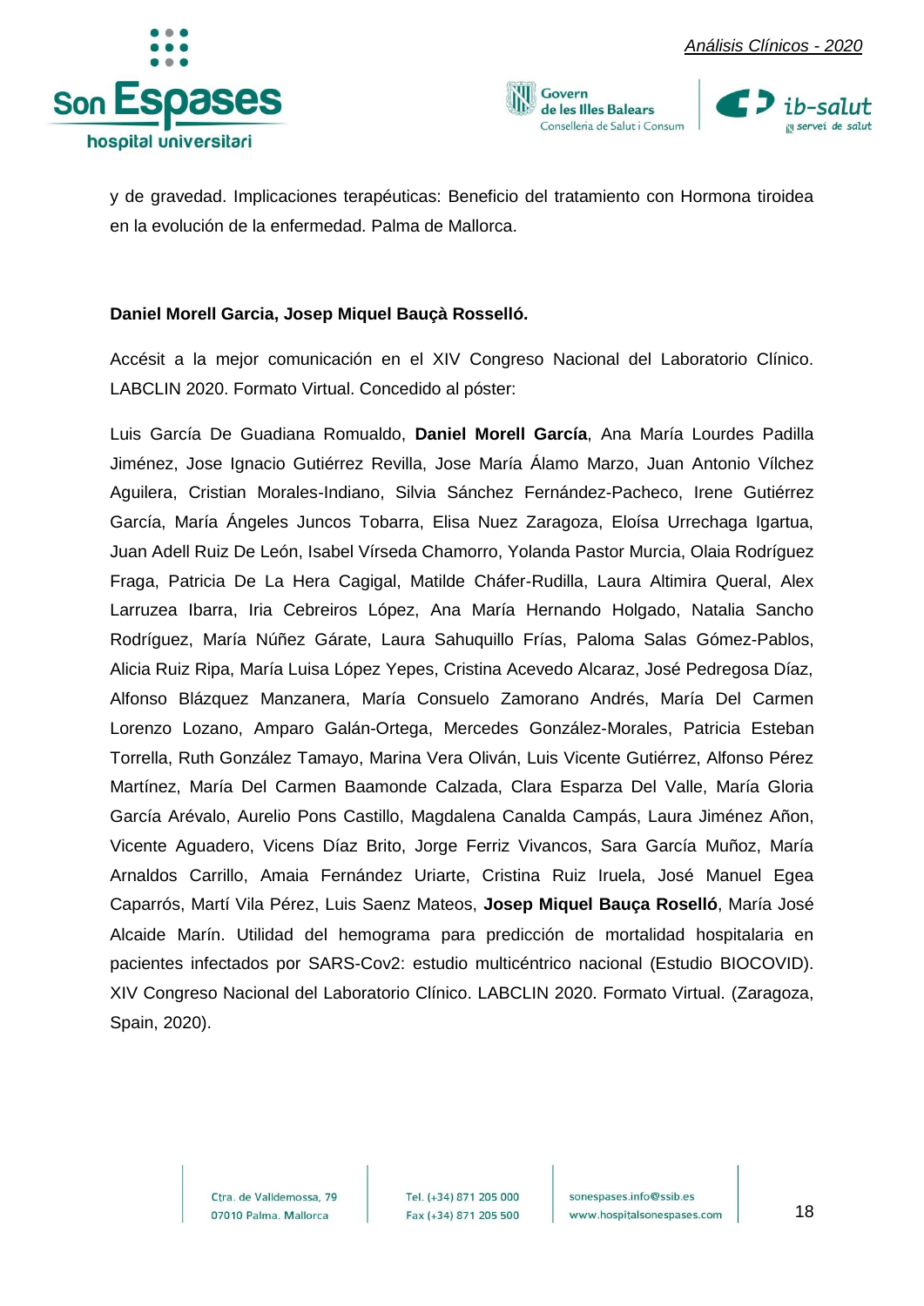y de gravedad. Implicaciones terapéuticas: Beneficio del tratamiento con Hormona tiroidea en la evolución de la enfermedad. Palma de Mallorca.

**Daniel Morell Garcia, Josep Miquel Bauçà Rosselló.**

Accésit a la mejor comunicación en el XIV Congreso Nacional del Laboratorio Clínico. LABCLIN 2020. Formato Virtual. Concedido al póster:

Luis García De Guadiana Romualdo, **Daniel Morell García**, Ana María Lourdes Padilla Jiménez, Jose Ignacio Gutiérrez Revilla, Jose María Álamo Marzo, Juan Antonio Vílchez Aguilera, Cristian Morales-Indiano, Silvia Sánchez Fernández-Pacheco, Irene Gutiérrez García, María Ángeles Juncos Tobarra, Elisa Nuez Zaragoza, Eloísa Urrechaga Igartua, Juan Adell Ruiz De León, Isabel Vírseda Chamorro, Yolanda Pastor Murcia, Olaia Rodríguez Fraga, Patricia De La Hera Cagigal, Matilde Cháfer-Rudilla, Laura Altimira Queral, Alex Larruzea Ibarra, Iria Cebreiros López, Ana María Hernando Holgado, Natalia Sancho Rodríguez, María Núñez Gárate, Laura Sahuquillo Frías, Paloma Salas Gómez-Pablos, Alicia Ruiz Ripa, María Luisa López Yepes, Cristina Acevedo Alcaraz, José Pedregosa Díaz, Alfonso Blázquez Manzanera, María Consuelo Zamorano Andrés, María Del Carmen Lorenzo Lozano, Amparo Galán-Ortega, Mercedes González-Morales, Patricia Esteban Torrella, Ruth González Tamayo, Marina Vera Oliván, Luis Vicente Gutiérrez, Alfonso Pérez Martínez, María Del Carmen Baamonde Calzada, Clara Esparza Del Valle, María Gloria García Arévalo, Aurelio Pons Castillo, Magdalena Canalda Campás, Laura Jiménez Añon, Vicente Aguadero, Vicens Díaz Brito, Jorge Ferriz Vivancos, Sara García Muñoz, María Arnaldos Carrillo, Amaia Fernández Uriarte, Cristina Ruiz Iruela, José Manuel Egea Caparrós, Martí Vila Pérez, Luis Saenz Mateos, **Josep Miquel Bauça Roselló**, María José Alcaide Marín. Utilidad del hemograma para predicción de mortalidad hospitalaria en pacientes infectados por SARS-Cov2: estudio multicéntrico nacional (Estudio BIOCOVID). XIV Congreso Nacional del Laboratorio Clínico. LABCLIN 2020. Formato Virtual. (Zaragoza, Spain, 2020).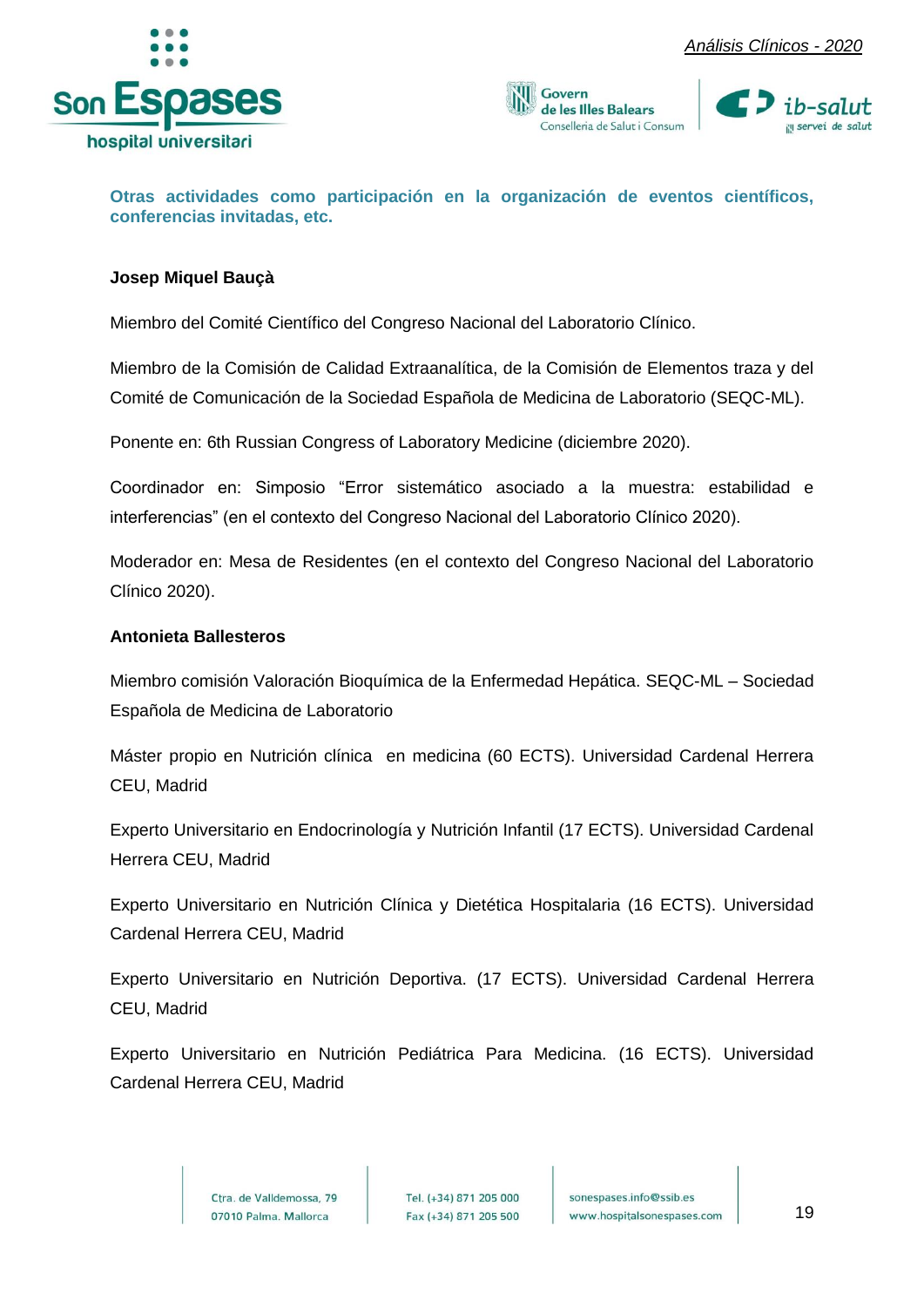## Otras actividades como participación en la organización de eventos científicos, conferencias invitadas, etc.

**Josep Miquel Bauçà**

Miembro del Comité Científico del Congreso Nacional del Laboratorio Clínico.

Miembro de la Comisión de Calidad Extraanalítica, de la Comisión de Elementos traza y del Comité de Comunicación de la Sociedad Española de Medicina de Laboratorio (SEQC-ML).

Ponente en: 6th Russian Congress of Laboratory Medicine (diciembre 2020).

Coordinador en: Simposio "Error sistemático asociado a la muestra: estabilidad e interferencias" (en el contexto del Congreso Nacional del Laboratorio Clínico 2020).

Moderador en: Mesa de Residentes (en el contexto del Congreso Nacional del Laboratorio Clínico 2020).

**Antonieta Ballesteros**

Miembro comisión Valoración Bioquímica de la Enfermedad Hepática. SEQC-ML – Sociedad Española de Medicina de Laboratorio

Máster propio en Nutrición clínica en medicina (60 ECTS). Universidad Cardenal Herrera CEU, Madrid

Experto Universitario en Endocrinología y Nutrición Infantil (17 ECTS). Universidad Cardenal Herrera CEU, Madrid

Experto Universitario en Nutrición Clínica y Dietética Hospitalaria (16 ECTS). Universidad Cardenal Herrera CEU, Madrid

Experto Universitario en Nutrición Deportiva. (17 ECTS). Universidad Cardenal Herrera CEU, Madrid

Experto Universitario en Nutrición Pediátrica Para Medicina. (16 ECTS). Universidad Cardenal Herrera CEU, Madrid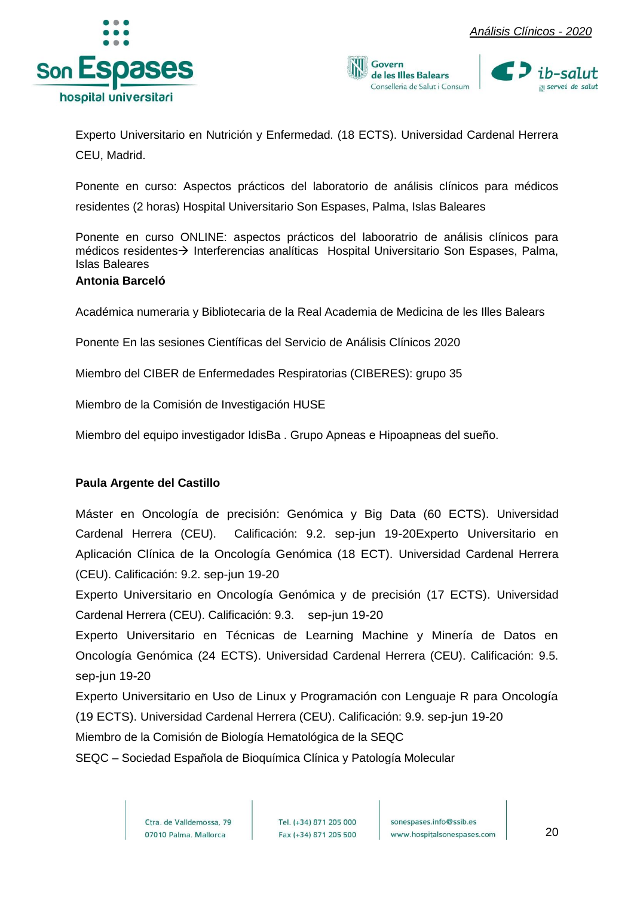Experto Universitario en Nutrición y Enfermedad. (18 ECTS). Universidad Cardenal Herrera CEU, Madrid.

Ponente en curso: Aspectos prácticos del laboratorio de análisis clínicos para médicos residentes (2 horas) Hospital Universitario Son Espases, Palma, Islas Baleares

Ponente en curso ONLINE: aspectos prácticos del labooratrio de análisis clínicos para médicos residentes→ Interferencias analíticas Hospital Universitario Son Espases, Palma, Islas Baleares

**Antonia Barceló**

Académica numeraria y Bibliotecaria de la Real Academia de Medicina de les Illes Balears

Ponente En las sesiones Científicas del Servicio de Análisis Clínicos 2020

Miembro del CIBER de Enfermedades Respiratorias (CIBERES): grupo 35

Miembro de la Comisión de Investigación HUSE

Miembro del equipo investigador IdisBa . Grupo Apneas e Hipoapneas del sueño.

**Paula Argente del Castillo**

Máster en Oncología de precisión: Genómica y Big Data (60 ECTS). Universidad Cardenal Herrera (CEU). Calificación: 9.2. sep-jun 19-20Experto Universitario en Aplicación Clínica de la Oncología Genómica (18 ECT). Universidad Cardenal Herrera (CEU). Calificación: 9.2. sep-jun 19-20

Experto Universitario en Oncología Genómica y de precisión (17 ECTS). Universidad Cardenal Herrera (CEU). Calificación: 9.3. sep-jun 19-20

Experto Universitario en Técnicas de Learning Machine y Minería de Datos en Oncología Genómica (24 ECTS). Universidad Cardenal Herrera (CEU). Calificación: 9.5. sep-jun 19-20

Experto Universitario en Uso de Linux y Programación con Lenguaje R para Oncología (19 ECTS). Universidad Cardenal Herrera (CEU). Calificación: 9.9. sep-jun 19-20

Miembro de la Comisión de Biología Hematológica de la SEQC

SEQC – Sociedad Española de Bioquímica Clínica y Patología Molecular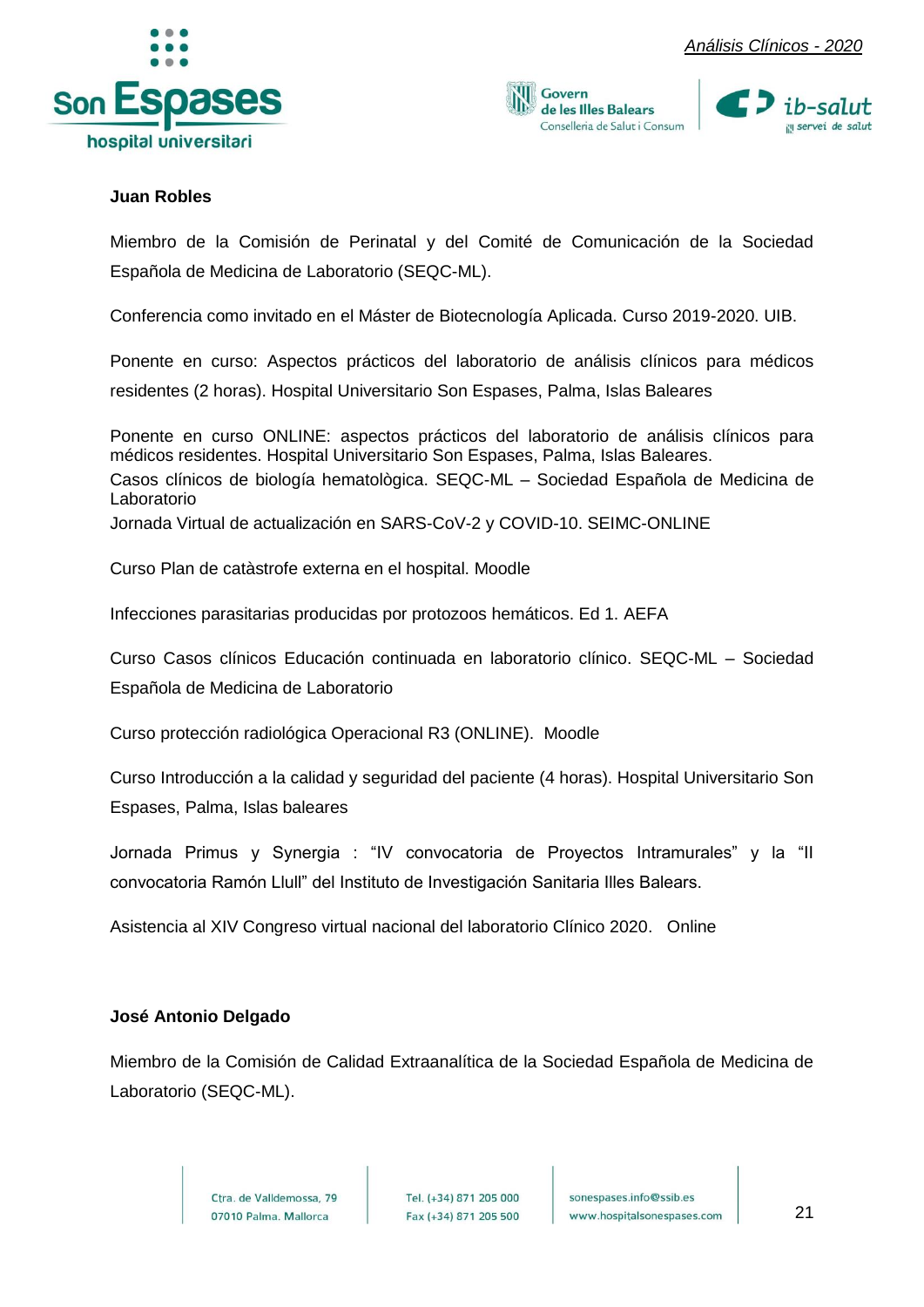**Juan Robles**

Miembro de la Comisión de Perinatal y del Comité de Comunicación de la Sociedad Española de Medicina de Laboratorio (SEQC-ML).

Conferencia como invitado en el Máster de Biotecnología Aplicada. Curso 2019-2020. UIB.

Ponente en curso: Aspectos prácticos del laboratorio de análisis clínicos para médicos residentes (2 horas). Hospital Universitario Son Espases, Palma, Islas Baleares

Ponente en curso ONLINE: aspectos prácticos del laboratorio de análisis clínicos para médicos residentes. Hospital Universitario Son Espases, Palma, Islas Baleares.
Casos clínicos de biología hematològica. SEQC-ML – Sociedad Española de Medicina de Laboratorio
Jornada Virtual de actualización en SARS-CoV-2 y COVID-10. SEIMC-ONLINE

Curso Plan de catàstrofe externa en el hospital. Moodle

Infecciones parasitarias producidas por protozoos hemáticos. Ed 1. AEFA

Curso Casos clínicos Educación continuada en laboratorio clínico. SEQC-ML – Sociedad Española de Medicina de Laboratorio

Curso protección radiológica Operacional R3 (ONLINE). Moodle

Curso Introducción a la calidad y seguridad del paciente (4 horas). Hospital Universitario Son Espases, Palma, Islas baleares

Jornada Primus y Synergia : "IV convocatoria de Proyectos Intramurales" y la "II convocatoria Ramón Llull" del Instituto de Investigación Sanitaria Illes Balears.

Asistencia al XIV Congreso virtual nacional del laboratorio Clínico 2020. Online

**José Antonio Delgado**

Miembro de la Comisión de Calidad Extraanalítica de la Sociedad Española de Medicina de Laboratorio (SEQC-ML).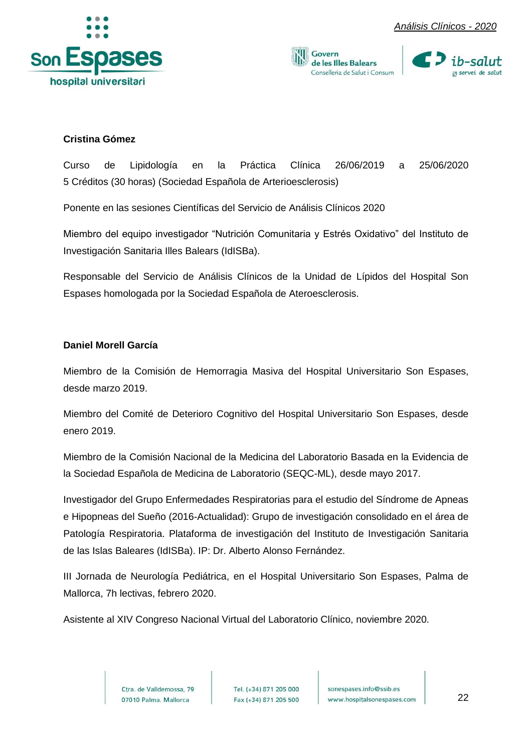**Cristina Gómez**

Curso de Lipidología en la Práctica Clínica 26/06/2019 a 25/06/2020 5 Créditos (30 horas) (Sociedad Española de Arterioesclerosis)

Ponente en las sesiones Científicas del Servicio de Análisis Clínicos 2020

Miembro del equipo investigador "Nutrición Comunitaria y Estrés Oxidativo" del Instituto de Investigación Sanitaria Illes Balears (IdISBa).

Responsable del Servicio de Análisis Clínicos de la Unidad de Lípidos del Hospital Son Espases homologada por la Sociedad Española de Ateroesclerosis.

**Daniel Morell García**

Miembro de la Comisión de Hemorragia Masiva del Hospital Universitario Son Espases, desde marzo 2019.

Miembro del Comité de Deterioro Cognitivo del Hospital Universitario Son Espases, desde enero 2019.

Miembro de la Comisión Nacional de la Medicina del Laboratorio Basada en la Evidencia de la Sociedad Española de Medicina de Laboratorio (SEQC-ML), desde mayo 2017.

Investigador del Grupo Enfermedades Respiratorias para el estudio del Síndrome de Apneas e Hipopneas del Sueño (2016-Actualidad): Grupo de investigación consolidado en el área de Patología Respiratoria. Plataforma de investigación del Instituto de Investigación Sanitaria de las Islas Baleares (IdISBa). IP: Dr. Alberto Alonso Fernández.

III Jornada de Neurología Pediátrica, en el Hospital Universitario Son Espases, Palma de Mallorca, 7h lectivas, febrero 2020.

Asistente al XIV Congreso Nacional Virtual del Laboratorio Clínico, noviembre 2020.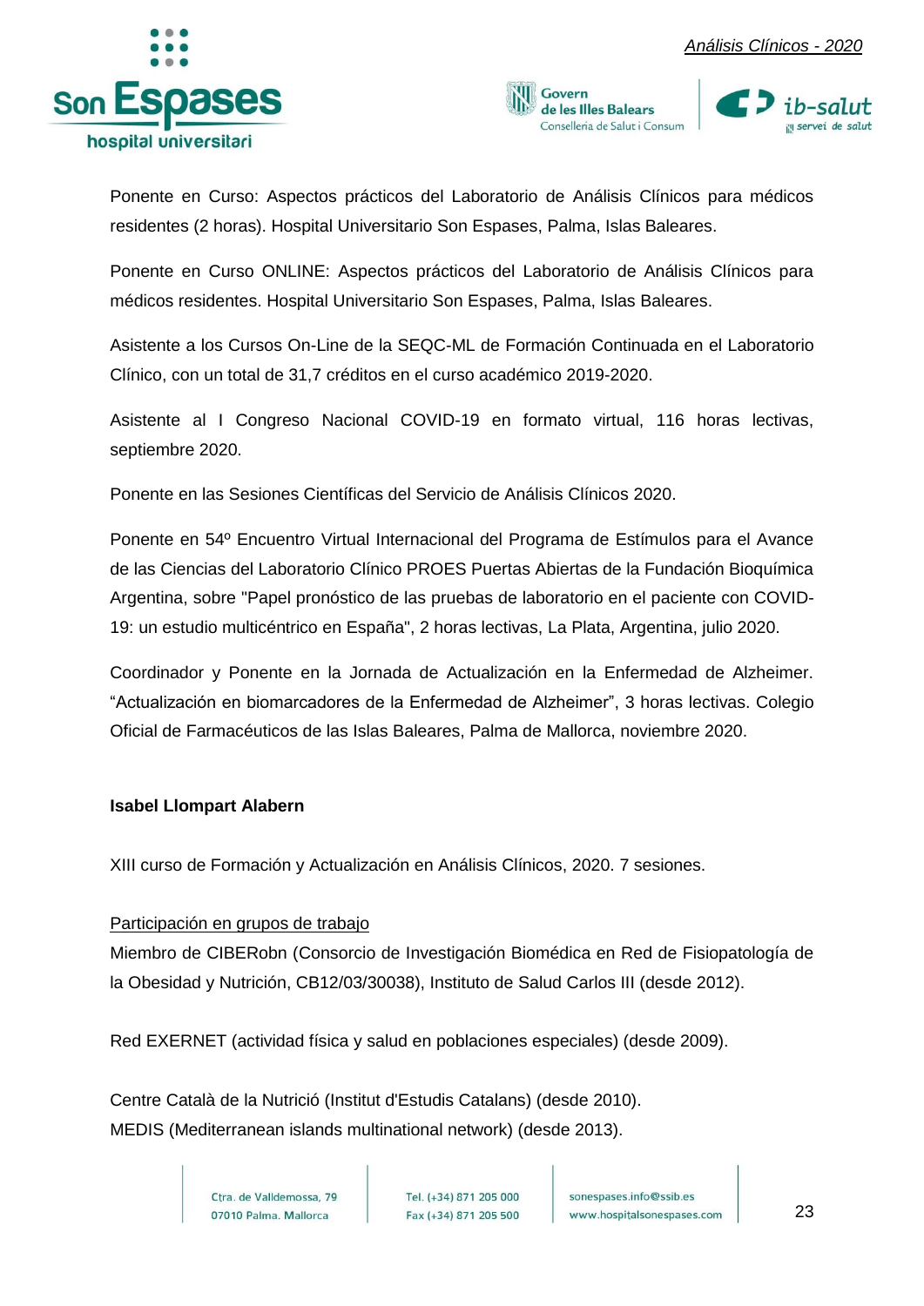Ponente en Curso: Aspectos prácticos del Laboratorio de Análisis Clínicos para médicos residentes (2 horas). Hospital Universitario Son Espases, Palma, Islas Baleares.

Ponente en Curso ONLINE: Aspectos prácticos del Laboratorio de Análisis Clínicos para médicos residentes. Hospital Universitario Son Espases, Palma, Islas Baleares.

Asistente a los Cursos On-Line de la SEQC-ML de Formación Continuada en el Laboratorio Clínico, con un total de 31,7 créditos en el curso académico 2019-2020.

Asistente al I Congreso Nacional COVID-19 en formato virtual, 116 horas lectivas, septiembre 2020.

Ponente en las Sesiones Científicas del Servicio de Análisis Clínicos 2020.

Ponente en 54º Encuentro Virtual Internacional del Programa de Estímulos para el Avance de las Ciencias del Laboratorio Clínico PROES Puertas Abiertas de la Fundación Bioquímica Argentina, sobre "Papel pronóstico de las pruebas de laboratorio en el paciente con COVID-19: un estudio multicéntrico en España", 2 horas lectivas, La Plata, Argentina, julio 2020.

Coordinador y Ponente en la Jornada de Actualización en la Enfermedad de Alzheimer. "Actualización en biomarcadores de la Enfermedad de Alzheimer", 3 horas lectivas. Colegio Oficial de Farmacéuticos de las Islas Baleares, Palma de Mallorca, noviembre 2020.

**Isabel Llompart Alabern**

XIII curso de Formación y Actualización en Análisis Clínicos, 2020. 7 sesiones.

Participación en grupos de trabajo

Miembro de CIBERobn (Consorcio de Investigación Biomédica en Red de Fisiopatología de la Obesidad y Nutrición, CB12/03/30038), Instituto de Salud Carlos III (desde 2012).

Red EXERNET (actividad física y salud en poblaciones especiales) (desde 2009).

Centre Català de la Nutrició (Institut d'Estudis Catalans) (desde 2010).
MEDIS (Mediterranean islands multinational network) (desde 2013).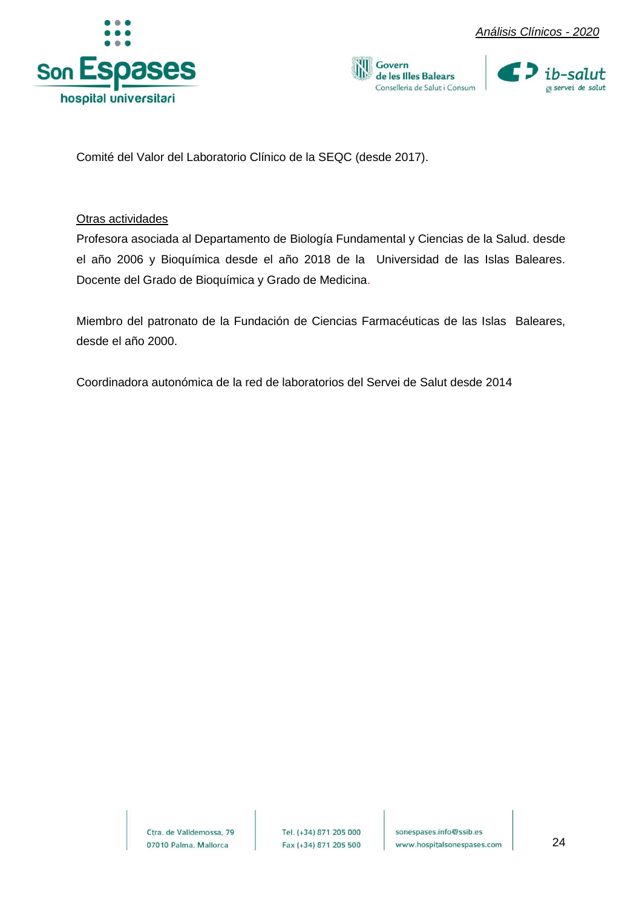Comité del Valor del Laboratorio Clínico de la SEQC (desde 2017).

Otras actividades

Profesora asociada al Departamento de Biología Fundamental y Ciencias de la Salud. desde el año 2006 y Bioquímica desde el año 2018 de la Universidad de las Islas Baleares. Docente del Grado de Bioquímica y Grado de Medicina.

Miembro del patronato de la Fundación de Ciencias Farmacéuticas de las Islas Baleares, desde el año 2000.

Coordinadora autonómica de la red de laboratorios del Servei de Salut desde 2014